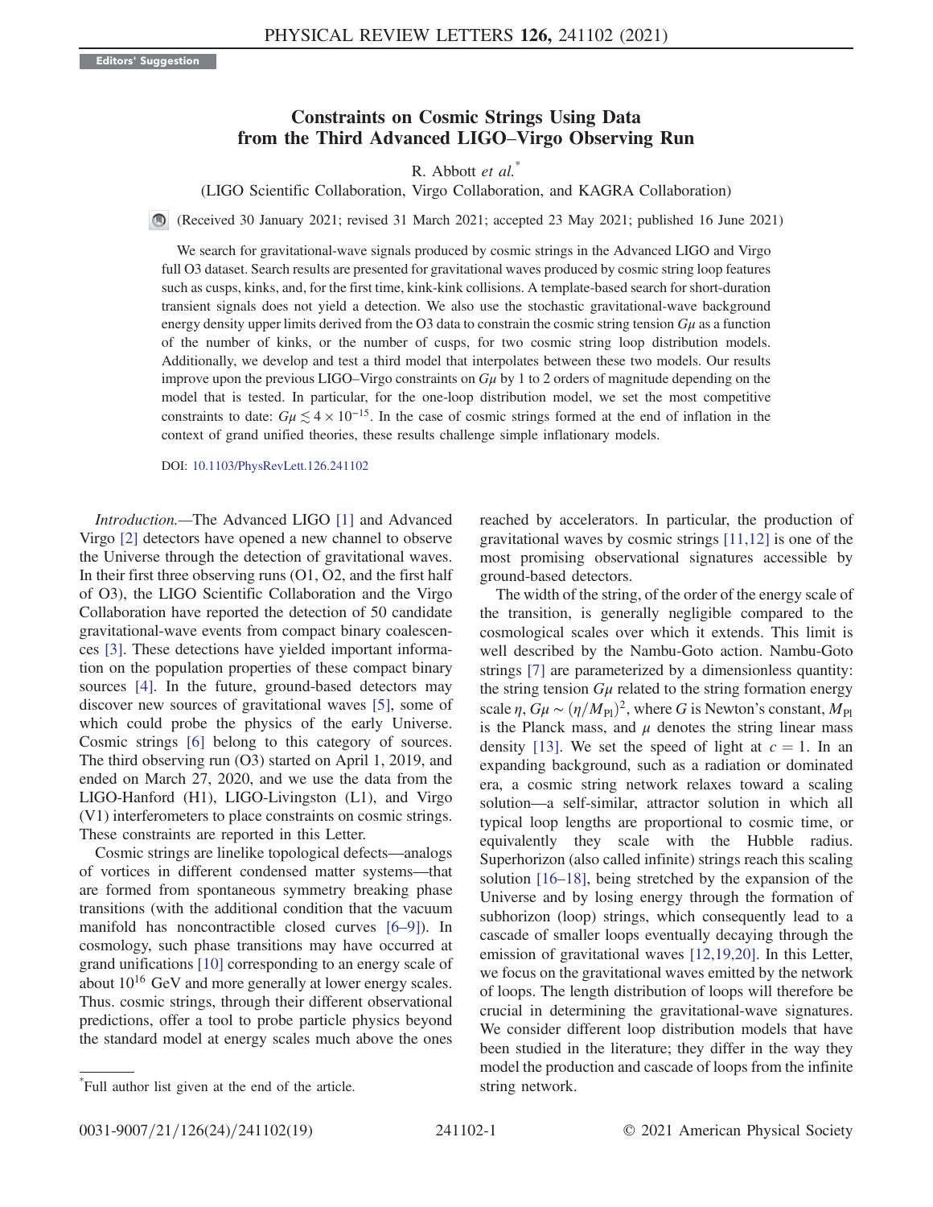Editors' Suggestion

# Constraints on Cosmic Strings Using Data from the Third Advanced LIGO–Virgo Observing Run

R. Abbott *et al.*[*]

(LIGO Scientific Collaboration, Virgo Collaboration, and KAGRA Collaboration)

(Received 30 January 2021; revised 31 March 2021; accepted 23 May 2021; published 16 June 2021)

We search for gravitational-wave signals produced by cosmic strings in the Advanced LIGO and Virgo full O3 dataset. Search results are presented for gravitational waves produced by cosmic string loop features such as cusps, kinks, and, for the first time, kink-kink collisions. A template-based search for short-duration transient signals does not yield a detection. We also use the stochastic gravitational-wave background energy density upper limits derived from the O3 data to constrain the cosmic string tension $G\mu$ as a function of the number of kinks, or the number of cusps, for two cosmic string loop distribution models. Additionally, we develop and test a third model that interpolates between these two models. Our results improve upon the previous LIGO–Virgo constraints on $G\mu$ by 1 to 2 orders of magnitude depending on the model that is tested. In particular, for the one-loop distribution model, we set the most competitive constraints to date: $G\mu \lesssim 4 \times 10^{-15}$. In the case of cosmic strings formed at the end of inflation in the context of grand unified theories, these results challenge simple inflationary models.

DOI: 10.1103/PhysRevLett.126.241102

*Introduction.*—The Advanced LIGO [1] and Advanced Virgo [2] detectors have opened a new channel to observe the Universe through the detection of gravitational waves. In their first three observing runs (O1, O2, and the first half of O3), the LIGO Scientific Collaboration and the Virgo Collaboration have reported the detection of 50 candidate gravitational-wave events from compact binary coalescences [3]. These detections have yielded important information on the population properties of these compact binary sources [4]. In the future, ground-based detectors may discover new sources of gravitational waves [5], some of which could probe the physics of the early Universe. Cosmic strings [6] belong to this category of sources. The third observing run (O3) started on April 1, 2019, and ended on March 27, 2020, and we use the data from the LIGO-Hanford (H1), LIGO-Livingston (L1), and Virgo (V1) interferometers to place constraints on cosmic strings. These constraints are reported in this Letter.

Cosmic strings are linelike topological defects—analogs of vortices in different condensed matter systems—that are formed from spontaneous symmetry breaking phase transitions (with the additional condition that the vacuum manifold has noncontractible closed curves [6–9]). In cosmology, such phase transitions may have occurred at grand unifications [10] corresponding to an energy scale of about $10^{16}$ GeV and more generally at lower energy scales. Thus. cosmic strings, through their different observational predictions, offer a tool to probe particle physics beyond the standard model at energy scales much above the ones reached by accelerators. In particular, the production of gravitational waves by cosmic strings [11,12] is one of the most promising observational signatures accessible by ground-based detectors.

The width of the string, of the order of the energy scale of the transition, is generally negligible compared to the cosmological scales over which it extends. This limit is well described by the Nambu-Goto action. Nambu-Goto strings [7] are parameterized by a dimensionless quantity: the string tension $G\mu$ related to the string formation energy scale $\eta$, $G\mu \sim (\eta/M_{\mathrm{Pl}})^2$, where $G$ is Newton's constant, $M_{\mathrm{Pl}}$ is the Planck mass, and $\mu$ denotes the string linear mass density [13]. We set the speed of light at $c = 1$. In an expanding background, such as a radiation or dominated era, a cosmic string network relaxes toward a scaling solution—a self-similar, attractor solution in which all typical loop lengths are proportional to cosmic time, or equivalently they scale with the Hubble radius. Superhorizon (also called infinite) strings reach this scaling solution [16–18], being stretched by the expansion of the Universe and by losing energy through the formation of subhorizon (loop) strings, which consequently lead to a cascade of smaller loops eventually decaying through the emission of gravitational waves [12,19,20]. In this Letter, we focus on the gravitational waves emitted by the network of loops. The length distribution of loops will therefore be crucial in determining the gravitational-wave signatures. We consider different loop distribution models that have been studied in the literature; they differ in the way they model the production and cascade of loops from the infinite string network.

[*]Full author list given at the end of the article.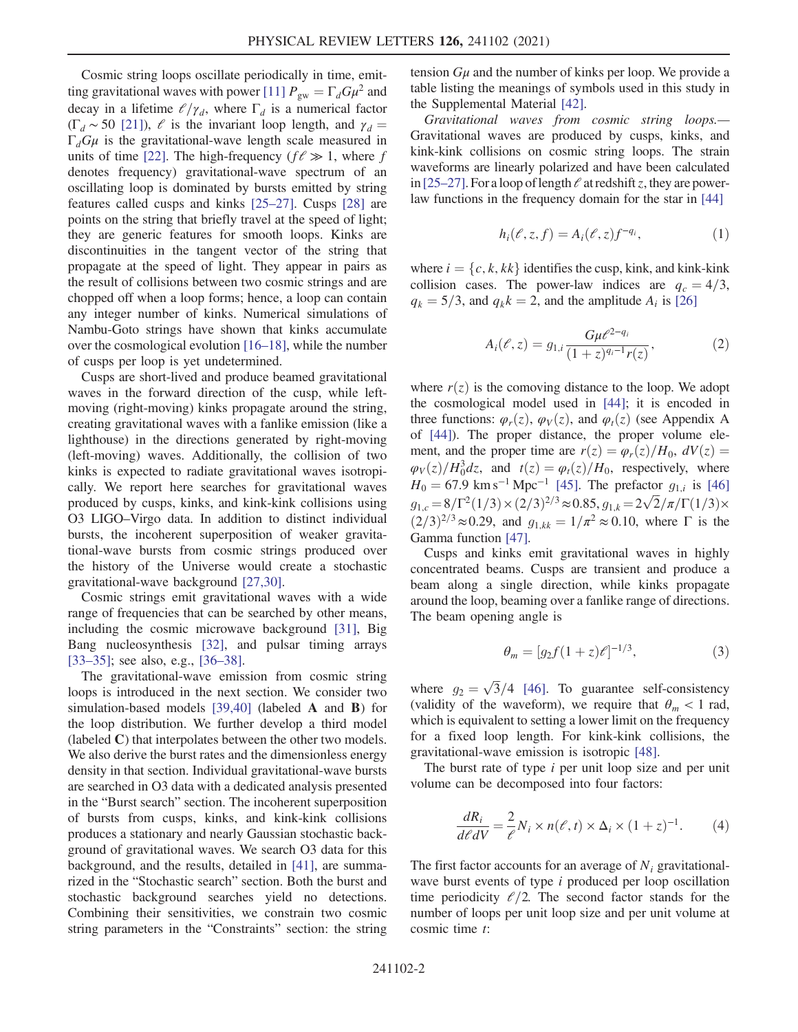Cosmic string loops oscillate periodically in time, emitting gravitational waves with power [11] $P_{\rm gw} = \Gamma_d G\mu^2$ and decay in a lifetime $\ell/\gamma_d$, where $\Gamma_d$ is a numerical factor ($\Gamma_d \sim 50$ [21]), $\ell$ is the invariant loop length, and $\gamma_d = \Gamma_d G\mu$ is the gravitational-wave length scale measured in units of time [22]. The high-frequency ($f\ell \gg 1$, where $f$ denotes frequency) gravitational-wave spectrum of an oscillating loop is dominated by bursts emitted by string features called cusps and kinks [25–27]. Cusps [28] are points on the string that briefly travel at the speed of light; they are generic features for smooth loops. Kinks are discontinuities in the tangent vector of the string that propagate at the speed of light. They appear in pairs as the result of collisions between two cosmic strings and are chopped off when a loop forms; hence, a loop can contain any integer number of kinks. Numerical simulations of Nambu-Goto strings have shown that kinks accumulate over the cosmological evolution [16–18], while the number of cusps per loop is yet undetermined.

Cusps are short-lived and produce beamed gravitational waves in the forward direction of the cusp, while left-moving (right-moving) kinks propagate around the string, creating gravitational waves with a fanlike emission (like a lighthouse) in the directions generated by right-moving (left-moving) waves. Additionally, the collision of two kinks is expected to radiate gravitational waves isotropically. We report here searches for gravitational waves produced by cusps, kinks, and kink-kink collisions using O3 LIGO–Virgo data. In addition to distinct individual bursts, the incoherent superposition of weaker gravitational-wave bursts from cosmic strings produced over the history of the Universe would create a stochastic gravitational-wave background [27,30].

Cosmic strings emit gravitational waves with a wide range of frequencies that can be searched by other means, including the cosmic microwave background [31], Big Bang nucleosynthesis [32], and pulsar timing arrays [33–35]; see also, e.g., [36–38].

The gravitational-wave emission from cosmic string loops is introduced in the next section. We consider two simulation-based models [39,40] (labeled **A** and **B**) for the loop distribution. We further develop a third model (labeled **C**) that interpolates between the other two models. We also derive the burst rates and the dimensionless energy density in that section. Individual gravitational-wave bursts are searched in O3 data with a dedicated analysis presented in the "Burst search" section. The incoherent superposition of bursts from cusps, kinks, and kink-kink collisions produces a stationary and nearly Gaussian stochastic background of gravitational waves. We search O3 data for this background, and the results, detailed in [41], are summarized in the "Stochastic search" section. Both the burst and stochastic background searches yield no detections. Combining their sensitivities, we constrain two cosmic string parameters in the "Constraints" section: the string tension $G\mu$ and the number of kinks per loop. We provide a table listing the meanings of symbols used in this study in the Supplemental Material [42].

*Gravitational waves from cosmic string loops.*— Gravitational waves are produced by cusps, kinks, and kink-kink collisions on cosmic string loops. The strain waveforms are linearly polarized and have been calculated in [25–27]. For a loop of length $\ell$ at redshift $z$, they are power-law functions in the frequency domain for the star in [44]

$$h_i(\ell, z, f) = A_i(\ell, z) f^{-q_i}, \tag{1}$$

where $i = \{c, k, kk\}$ identifies the cusp, kink, and kink-kink collision cases. The power-law indices are $q_c = 4/3$, $q_k = 5/3$, and $q_k k = 2$, and the amplitude $A_i$ is [26]

$$A_i(\ell, z) = g_{1,i} \frac{G\mu \ell^{2-q_i}}{(1+z)^{q_i - 1} r(z)}, \tag{2}$$

where $r(z)$ is the comoving distance to the loop. We adopt the cosmological model used in [44]; it is encoded in three functions: $\varphi_r(z)$, $\varphi_V(z)$, and $\varphi_t(z)$ (see Appendix A of [44]). The proper distance, the proper volume element, and the proper time are $r(z) = \varphi_r(z)/H_0$, $dV(z) = \varphi_V(z)/H_0^3 dz$, and $t(z) = \varphi_t(z)/H_0$, respectively, where $H_0 = 67.9\ \mathrm{km\,s^{-1}\,Mpc^{-1}}$ [45]. The prefactor $g_{1,i}$ is [46] $g_{1,c} = 8/\Gamma^2(1/3) \times (2/3)^{2/3} \approx 0.85$, $g_{1,k} = 2\sqrt{2}/\pi/\Gamma(1/3) \times (2/3)^{2/3} \approx 0.29$, and $g_{1,kk} = 1/\pi^2 \approx 0.10$, where $\Gamma$ is the Gamma function [47].

Cusps and kinks emit gravitational waves in highly concentrated beams. Cusps are transient and produce a beam along a single direction, while kinks propagate around the loop, beaming over a fanlike range of directions. The beam opening angle is

$$\theta_m = [g_2 f (1+z) \ell]^{-1/3}, \tag{3}$$

where $g_2 = \sqrt{3}/4$ [46]. To guarantee self-consistency (validity of the waveform), we require that $\theta_m < 1$ rad, which is equivalent to setting a lower limit on the frequency for a fixed loop length. For kink-kink collisions, the gravitational-wave emission is isotropic [48].

The burst rate of type $i$ per unit loop size and per unit volume can be decomposed into four factors:

$$\frac{dR_i}{d\ell dV} = \frac{2}{\ell} N_i \times n(\ell, t) \times \Delta_i \times (1+z)^{-1}. \tag{4}$$

The first factor accounts for an average of $N_i$ gravitational-wave burst events of type $i$ produced per loop oscillation time periodicity $\ell/2$. The second factor stands for the number of loops per unit loop size and per unit volume at cosmic time $t$: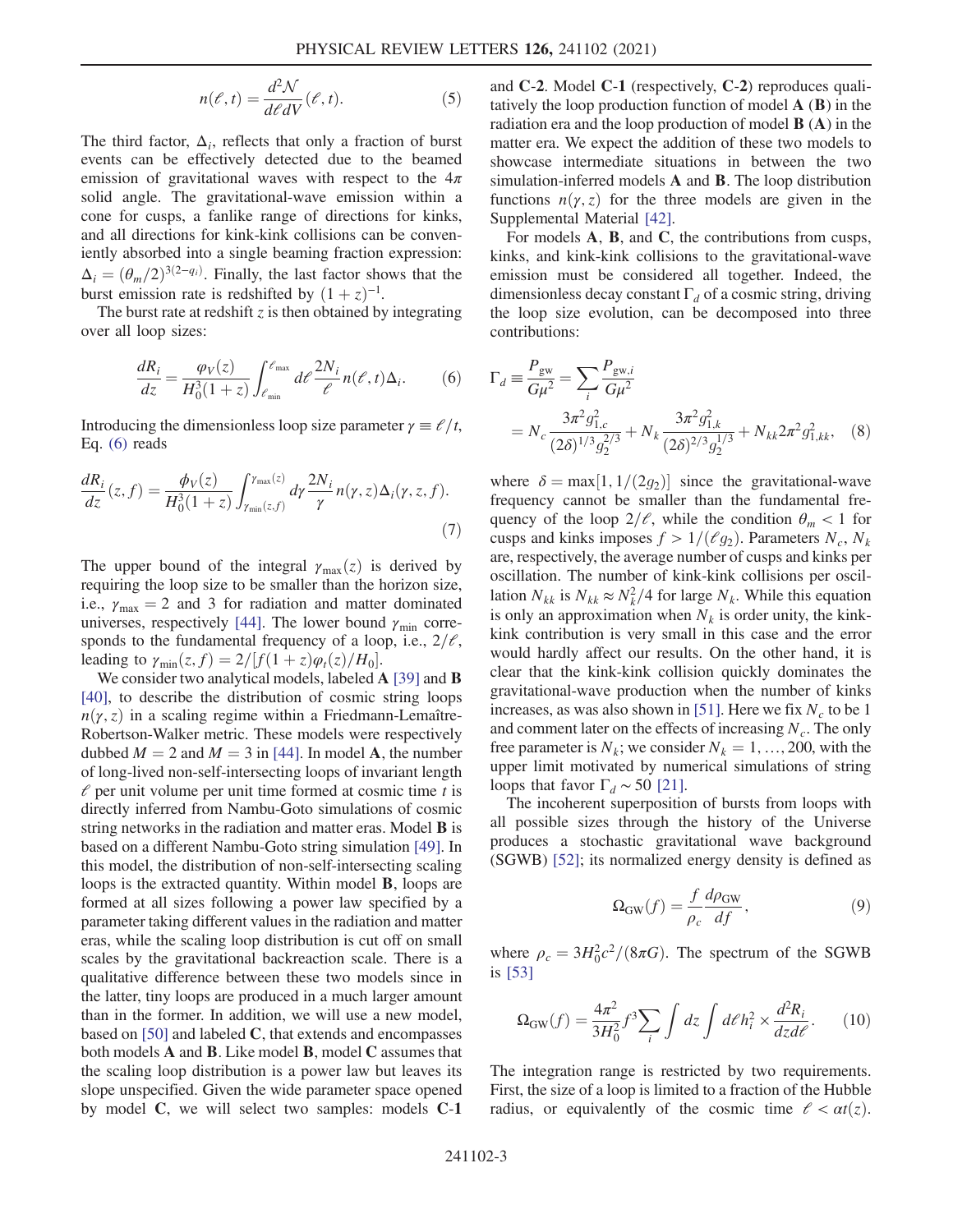$$n(\ell, t) = \frac{d^2\mathcal{N}}{d\ell dV}(\ell, t). \tag{5}$$

The third factor, $\Delta_i$, reflects that only a fraction of burst events can be effectively detected due to the beamed emission of gravitational waves with respect to the $4\pi$ solid angle. The gravitational-wave emission within a cone for cusps, a fanlike range of directions for kinks, and all directions for kink-kink collisions can be conveniently absorbed into a single beaming fraction expression: $\Delta_i = (\theta_m/2)^{3(2-q_i)}$. Finally, the last factor shows that the burst emission rate is redshifted by $(1+z)^{-1}$.

The burst rate at redshift $z$ is then obtained by integrating over all loop sizes:

$$\frac{dR_i}{dz} = \frac{\varphi_V(z)}{H_0^3(1+z)} \int_{\ell_{\min}}^{\ell_{\max}} d\ell \frac{2N_i}{\ell} n(\ell, t)\Delta_i. \tag{6}$$

Introducing the dimensionless loop size parameter $\gamma \equiv \ell/t$, Eq. (6) reads

$$\frac{dR_i}{dz}(z, f) = \frac{\phi_V(z)}{H_0^3(1+z)} \int_{\gamma_{\min}(z,f)}^{\gamma_{\max}(z)} d\gamma \frac{2N_i}{\gamma} n(\gamma, z)\Delta_i(\gamma, z, f). \tag{7}$$

The upper bound of the integral $\gamma_{\max}(z)$ is derived by requiring the loop size to be smaller than the horizon size, i.e., $\gamma_{\max} = 2$ and 3 for radiation and matter dominated universes, respectively [44]. The lower bound $\gamma_{\min}$ corresponds to the fundamental frequency of a loop, i.e., $2/\ell$, leading to $\gamma_{\min}(z, f) = 2/[f(1+z)\varphi_t(z)/H_0]$.

We consider two analytical models, labeled **A** [39] and **B** [40], to describe the distribution of cosmic string loops $n(\gamma, z)$ in a scaling regime within a Friedmann-Lemaître-Robertson-Walker metric. These models were respectively dubbed $M = 2$ and $M = 3$ in [44]. In model **A**, the number of long-lived non-self-intersecting loops of invariant length $\ell$ per unit volume per unit time formed at cosmic time $t$ is directly inferred from Nambu-Goto simulations of cosmic string networks in the radiation and matter eras. Model **B** is based on a different Nambu-Goto string simulation [49]. In this model, the distribution of non-self-intersecting scaling loops is the extracted quantity. Within model **B**, loops are formed at all sizes following a power law specified by a parameter taking different values in the radiation and matter eras, while the scaling loop distribution is cut off on small scales by the gravitational backreaction scale. There is a qualitative difference between these two models since in the latter, tiny loops are produced in a much larger amount than in the former. In addition, we will use a new model, based on [50] and labeled **C**, that extends and encompasses both models **A** and **B**. Like model **B**, model **C** assumes that the scaling loop distribution is a power law but leaves its slope unspecified. Given the wide parameter space opened by model **C**, we will select two samples: models **C-1** and **C-2**. Model **C-1** (respectively, **C-2**) reproduces qualitatively the loop production function of model **A** (**B**) in the radiation era and the loop production of model **B** (**A**) in the matter era. We expect the addition of these two models to showcase intermediate situations in between the two simulation-inferred models **A** and **B**. The loop distribution functions $n(\gamma, z)$ for the three models are given in the Supplemental Material [42].

For models **A**, **B**, and **C**, the contributions from cusps, kinks, and kink-kink collisions to the gravitational-wave emission must be considered all together. Indeed, the dimensionless decay constant $\Gamma_d$ of a cosmic string, driving the loop size evolution, can be decomposed into three contributions:

$$\Gamma_d \equiv \frac{P_{\mathrm{gw}}}{G\mu^2} = \sum_i \frac{P_{\mathrm{gw},i}}{G\mu^2}$$
$$= N_c \frac{3\pi^2 g_{1,c}^2}{(2\delta)^{1/3} g_2^{2/3}} + N_k \frac{3\pi^2 g_{1,k}^2}{(2\delta)^{2/3} g_2^{1/3}} + N_{kk} 2\pi^2 g_{1,kk}^2, \tag{8}$$

where $\delta = \max[1, 1/(2g_2)]$ since the gravitational-wave frequency cannot be smaller than the fundamental frequency of the loop $2/\ell$, while the condition $\theta_m < 1$ for cusps and kinks imposes $f > 1/(\ell g_2)$. Parameters $N_c$, $N_k$ are, respectively, the average number of cusps and kinks per oscillation. The number of kink-kink collisions per oscillation $N_{kk}$ is $N_{kk} \approx N_k^2/4$ for large $N_k$. While this equation is only an approximation when $N_k$ is order unity, the kink-kink contribution is very small in this case and the error would hardly affect our results. On the other hand, it is clear that the kink-kink collision quickly dominates the gravitational-wave production when the number of kinks increases, as was also shown in [51]. Here we fix $N_c$ to be 1 and comment later on the effects of increasing $N_c$. The only free parameter is $N_k$; we consider $N_k = 1, \ldots, 200$, with the upper limit motivated by numerical simulations of string loops that favor $\Gamma_d \sim 50$ [21].

The incoherent superposition of bursts from loops with all possible sizes through the history of the Universe produces a stochastic gravitational wave background (SGWB) [52]; its normalized energy density is defined as

$$\Omega_{\mathrm{GW}}(f) = \frac{f}{\rho_c} \frac{d\rho_{\mathrm{GW}}}{df}, \tag{9}$$

where $\rho_c = 3H_0^2 c^2/(8\pi G)$. The spectrum of the SGWB is [53]

$$\Omega_{\mathrm{GW}}(f) = \frac{4\pi^2}{3H_0^2} f^3 \sum_i \int dz \int d\ell h_i^2 \times \frac{d^2 R_i}{dz d\ell}. \tag{10}$$

The integration range is restricted by two requirements. First, the size of a loop is limited to a fraction of the Hubble radius, or equivalently of the cosmic time $\ell < \alpha t(z)$.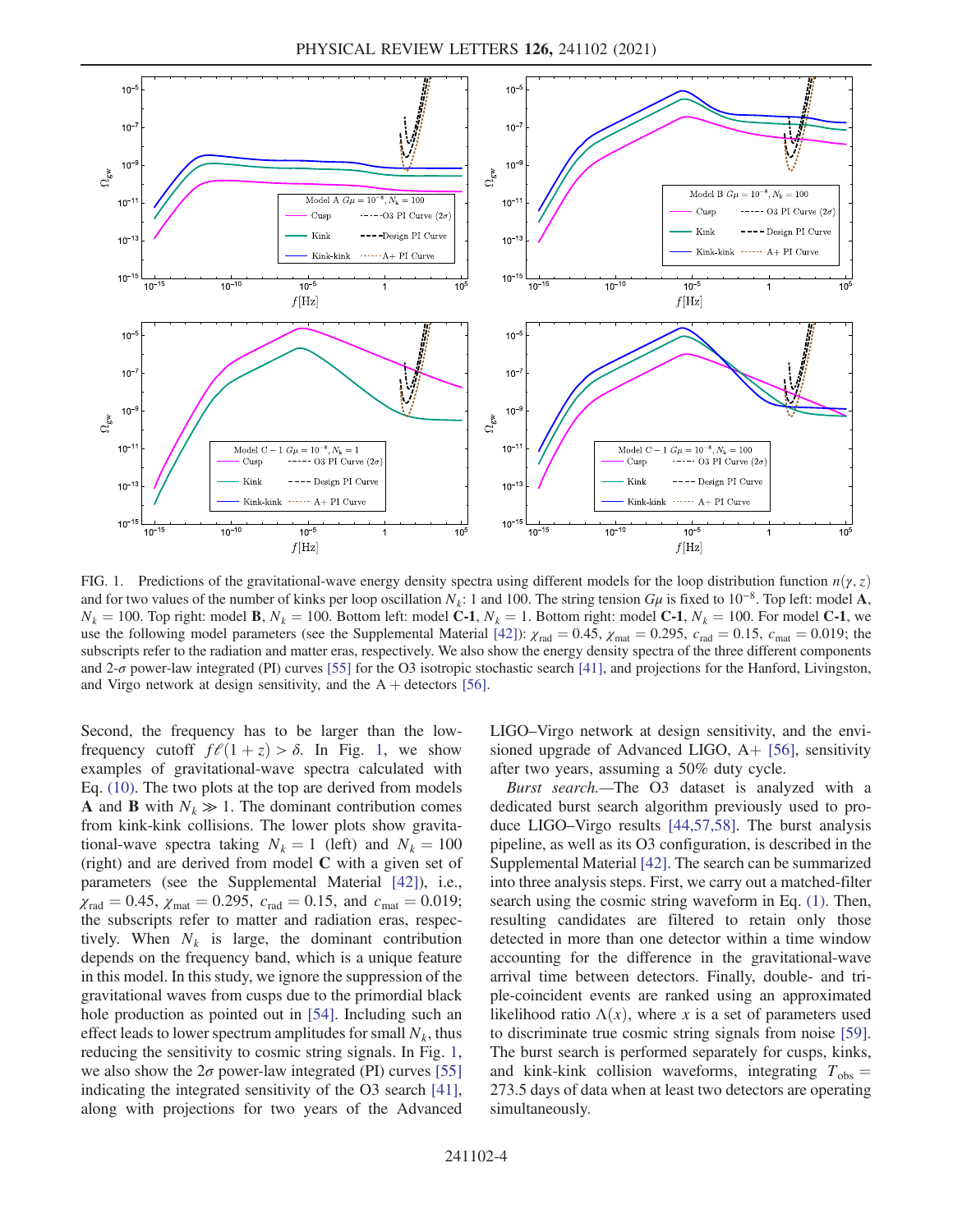FIG. 1. Predictions of the gravitational-wave energy density spectra using different models for the loop distribution function $n(\gamma, z)$ and for two values of the number of kinks per loop oscillation $N_k$: 1 and 100. The string tension $G\mu$ is fixed to $10^{-8}$. Top left: model **A**, $N_k = 100$. Top right: model **B**, $N_k = 100$. Bottom left: model **C-1**, $N_k = 1$. Bottom right: model **C-1**, $N_k = 100$. For model **C-1**, we use the following model parameters (see the Supplemental Material [42]): $\chi_{\rm rad} = 0.45$, $\chi_{\rm mat} = 0.295$, $c_{\rm rad} = 0.15$, $c_{\rm mat} = 0.019$; the subscripts refer to the radiation and matter eras, respectively. We also show the energy density spectra of the three different components and 2-$\sigma$ power-law integrated (PI) curves [55] for the O3 isotropic stochastic search [41], and projections for the Hanford, Livingston, and Virgo network at design sensitivity, and the A + detectors [56].

Second, the frequency has to be larger than the low-frequency cutoff $f\ell(1+z) > \delta$. In Fig. 1, we show examples of gravitational-wave spectra calculated with Eq. (10). The two plots at the top are derived from models **A** and **B** with $N_k \gg 1$. The dominant contribution comes from kink-kink collisions. The lower plots show gravitational-wave spectra taking $N_k = 1$ (left) and $N_k = 100$ (right) and are derived from model **C** with a given set of parameters (see the Supplemental Material [42]), i.e., $\chi_{\rm rad} = 0.45$, $\chi_{\rm mat} = 0.295$, $c_{\rm rad} = 0.15$, and $c_{\rm mat} = 0.019$; the subscripts refer to matter and radiation eras, respectively. When $N_k$ is large, the dominant contribution depends on the frequency band, which is a unique feature in this model. In this study, we ignore the suppression of the gravitational waves from cusps due to the primordial black hole production as pointed out in [54]. Including such an effect leads to lower spectrum amplitudes for small $N_k$, thus reducing the sensitivity to cosmic string signals. In Fig. 1, we also show the $2\sigma$ power-law integrated (PI) curves [55] indicating the integrated sensitivity of the O3 search [41], along with projections for two years of the Advanced LIGO–Virgo network at design sensitivity, and the envisioned upgrade of Advanced LIGO, A+ [56], sensitivity after two years, assuming a 50% duty cycle.

*Burst search.*—The O3 dataset is analyzed with a dedicated burst search algorithm previously used to produce LIGO–Virgo results [44,57,58]. The burst analysis pipeline, as well as its O3 configuration, is described in the Supplemental Material [42]. The search can be summarized into three analysis steps. First, we carry out a matched-filter search using the cosmic string waveform in Eq. (1). Then, resulting candidates are filtered to retain only those detected in more than one detector within a time window accounting for the difference in the gravitational-wave arrival time between detectors. Finally, double- and triple-coincident events are ranked using an approximated likelihood ratio $\Lambda(x)$, where $x$ is a set of parameters used to discriminate true cosmic string signals from noise [59]. The burst search is performed separately for cusps, kinks, and kink-kink collision waveforms, integrating $T_{\rm obs} = 273.5$ days of data when at least two detectors are operating simultaneously.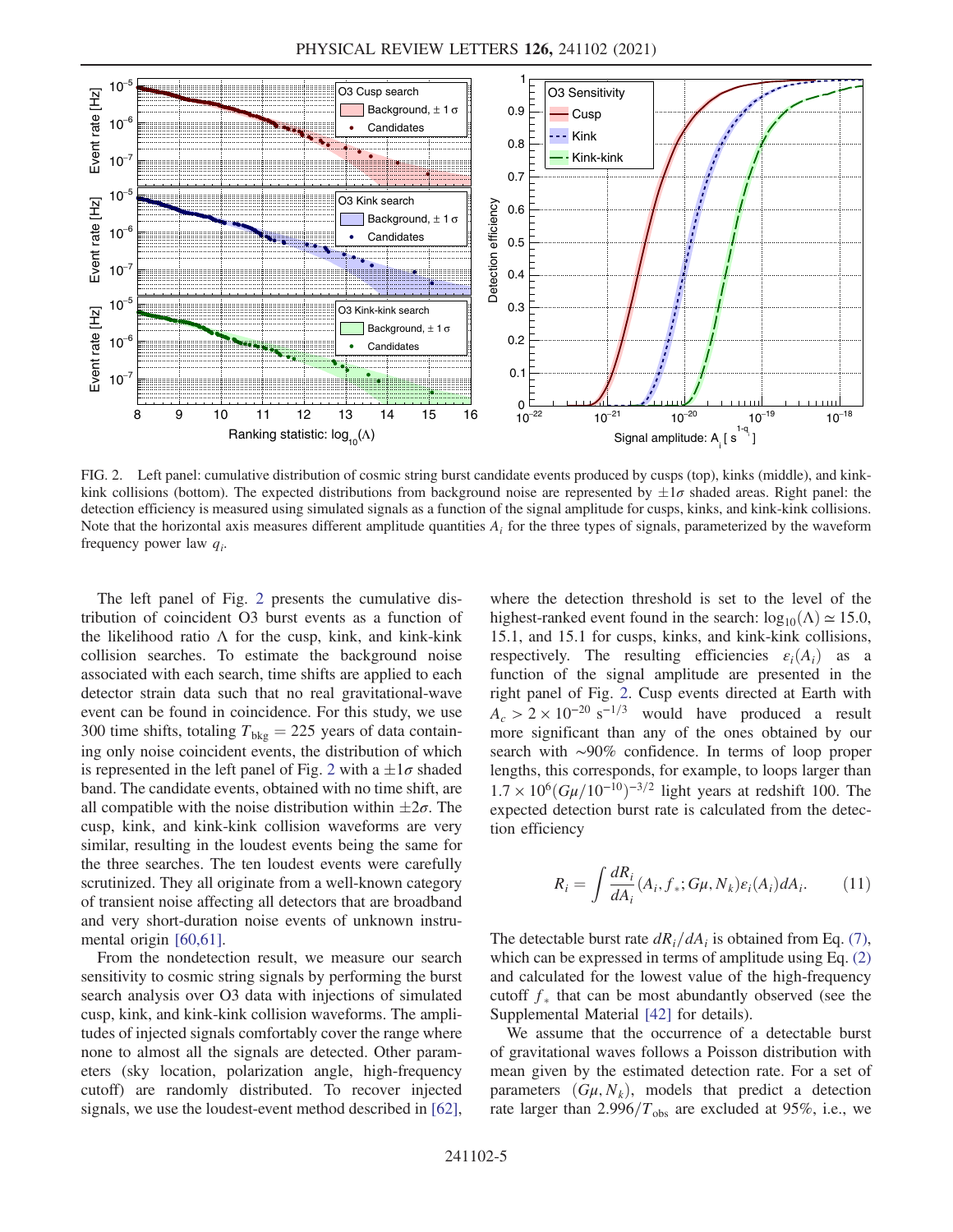FIG. 2. Left panel: cumulative distribution of cosmic string burst candidate events produced by cusps (top), kinks (middle), and kink-kink collisions (bottom). The expected distributions from background noise are represented by $\pm 1\sigma$ shaded areas. Right panel: the detection efficiency is measured using simulated signals as a function of the signal amplitude for cusps, kinks, and kink-kink collisions. Note that the horizontal axis measures different amplitude quantities $A_i$ for the three types of signals, parameterized by the waveform frequency power law $q_i$.

The left panel of Fig. 2 presents the cumulative distribution of coincident O3 burst events as a function of the likelihood ratio $\Lambda$ for the cusp, kink, and kink-kink collision searches. To estimate the background noise associated with each search, time shifts are applied to each detector strain data such that no real gravitational-wave event can be found in coincidence. For this study, we use 300 time shifts, totaling $T_{\text{bkg}} = 225$ years of data containing only noise coincident events, the distribution of which is represented in the left panel of Fig. 2 with a $\pm 1\sigma$ shaded band. The candidate events, obtained with no time shift, are all compatible with the noise distribution within $\pm 2\sigma$. The cusp, kink, and kink-kink collision waveforms are very similar, resulting in the loudest events being the same for the three searches. The ten loudest events were carefully scrutinized. They all originate from a well-known category of transient noise affecting all detectors that are broadband and very short-duration noise events of unknown instrumental origin [60,61].

From the nondetection result, we measure our search sensitivity to cosmic string signals by performing the burst search analysis over O3 data with injections of simulated cusp, kink, and kink-kink collision waveforms. The amplitudes of injected signals comfortably cover the range where none to almost all the signals are detected. Other parameters (sky location, polarization angle, high-frequency cutoff) are randomly distributed. To recover injected signals, we use the loudest-event method described in [62], where the detection threshold is set to the level of the highest-ranked event found in the search: $\log_{10}(\Lambda) \simeq 15.0$, 15.1, and 15.1 for cusps, kinks, and kink-kink collisions, respectively. The resulting efficiencies $\varepsilon_i(A_i)$ as a function of the signal amplitude are presented in the right panel of Fig. 2. Cusp events directed at Earth with $A_c > 2 \times 10^{-20}\ \text{s}^{-1/3}$ would have produced a result more significant than any of the ones obtained by our search with $\sim$90% confidence. In terms of loop proper lengths, this corresponds, for example, to loops larger than $1.7 \times 10^6 (G\mu/10^{-10})^{-3/2}$ light years at redshift 100. The expected detection burst rate is calculated from the detection efficiency

$$R_i = \int \frac{dR_i}{dA_i}(A_i, f_*; G\mu, N_k)\varepsilon_i(A_i)dA_i. \tag{11}$$

The detectable burst rate $dR_i/dA_i$ is obtained from Eq. (7), which can be expressed in terms of amplitude using Eq. (2) and calculated for the lowest value of the high-frequency cutoff $f_*$ that can be most abundantly observed (see the Supplemental Material [42] for details).

We assume that the occurrence of a detectable burst of gravitational waves follows a Poisson distribution with mean given by the estimated detection rate. For a set of parameters $(G\mu, N_k)$, models that predict a detection rate larger than $2.996/T_{\text{obs}}$ are excluded at 95%, i.e., we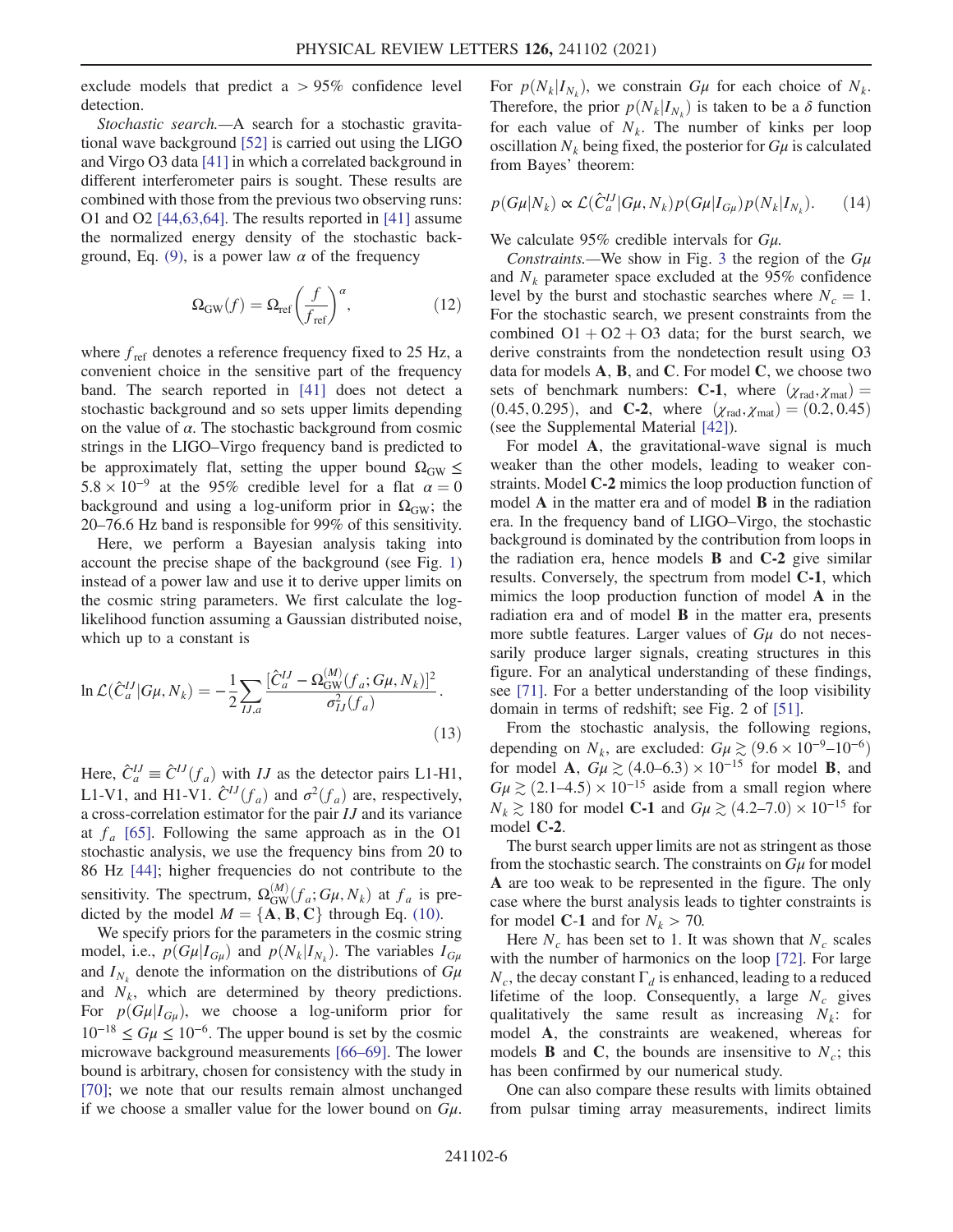exclude models that predict a > 95% confidence level detection.

*Stochastic search.*—A search for a stochastic gravitational wave background [52] is carried out using the LIGO and Virgo O3 data [41] in which a correlated background in different interferometer pairs is sought. These results are combined with those from the previous two observing runs: O1 and O2 [44,63,64]. The results reported in [41] assume the normalized energy density of the stochastic background, Eq. (9), is a power law $\alpha$ of the frequency

$$\Omega_{\rm GW}(f) = \Omega_{\rm ref}\left(\frac{f}{f_{\rm ref}}\right)^{\alpha}, \tag{12}$$

where $f_{\rm ref}$ denotes a reference frequency fixed to 25 Hz, a convenient choice in the sensitive part of the frequency band. The search reported in [41] does not detect a stochastic background and so sets upper limits depending on the value of $\alpha$. The stochastic background from cosmic strings in the LIGO–Virgo frequency band is predicted to be approximately flat, setting the upper bound $\Omega_{\rm GW} \leq 5.8 \times 10^{-9}$ at the 95% credible level for a flat $\alpha = 0$ background and using a log-uniform prior in $\Omega_{\rm GW}$; the 20–76.6 Hz band is responsible for 99% of this sensitivity.

Here, we perform a Bayesian analysis taking into account the precise shape of the background (see Fig. 1) instead of a power law and use it to derive upper limits on the cosmic string parameters. We first calculate the log-likelihood function assuming a Gaussian distributed noise, which up to a constant is

$$\ln \mathcal{L}(\hat{C}^{IJ}_a | G\mu, N_k) = -\frac{1}{2}\sum_{IJ,a}\frac{[\hat{C}^{IJ}_a - \Omega^{(M)}_{\rm GW}(f_a; G\mu, N_k)]^2}{\sigma^2_{IJ}(f_a)}. \tag{13}$$

Here, $\hat{C}^{IJ}_a \equiv \hat{C}^{IJ}(f_a)$ with $IJ$ as the detector pairs L1-H1, L1-V1, and H1-V1. $\hat{C}^{IJ}(f_a)$ and $\sigma^2(f_a)$ are, respectively, a cross-correlation estimator for the pair $IJ$ and its variance at $f_a$ [65]. Following the same approach as in the O1 stochastic analysis, we use the frequency bins from 20 to 86 Hz [44]; higher frequencies do not contribute to the sensitivity. The spectrum, $\Omega^{(M)}_{\rm GW}(f_a; G\mu, N_k)$ at $f_a$ is predicted by the model $M = \{\mathbf{A}, \mathbf{B}, \mathbf{C}\}$ through Eq. (10).

We specify priors for the parameters in the cosmic string model, i.e., $p(G\mu|I_{G\mu})$ and $p(N_k|I_{N_k})$. The variables $I_{G\mu}$ and $I_{N_k}$ denote the information on the distributions of $G\mu$ and $N_k$, which are determined by theory predictions. For $p(G\mu|I_{G\mu})$, we choose a log-uniform prior for $10^{-18} \leq G\mu \leq 10^{-6}$. The upper bound is set by the cosmic microwave background measurements [66–69]. The lower bound is arbitrary, chosen for consistency with the study in [70]; we note that our results remain almost unchanged if we choose a smaller value for the lower bound on $G\mu$. For $p(N_k|I_{N_k})$, we constrain $G\mu$ for each choice of $N_k$. Therefore, the prior $p(N_k|I_{N_k})$ is taken to be a $\delta$ function for each value of $N_k$. The number of kinks per loop oscillation $N_k$ being fixed, the posterior for $G\mu$ is calculated from Bayes' theorem:

$$p(G\mu|N_k) \propto \mathcal{L}(\hat{C}^{IJ}_a|G\mu, N_k)p(G\mu|I_{G\mu})p(N_k|I_{N_k}). \tag{14}$$

We calculate 95% credible intervals for $G\mu$.

*Constraints.*—We show in Fig. 3 the region of the $G\mu$ and $N_k$ parameter space excluded at the 95% confidence level by the burst and stochastic searches where $N_c = 1$. For the stochastic search, we present constraints from the combined O1 + O2 + O3 data; for the burst search, we derive constraints from the nondetection result using O3 data for models **A**, **B**, and **C**. For model **C**, we choose two sets of benchmark numbers: **C-1**, where $(\chi_{\rm rad}, \chi_{\rm mat}) = (0.45, 0.295)$, and **C-2**, where $(\chi_{\rm rad}, \chi_{\rm mat}) = (0.2, 0.45)$ (see the Supplemental Material [42]).

For model **A**, the gravitational-wave signal is much weaker than the other models, leading to weaker constraints. Model **C-2** mimics the loop production function of model **A** in the matter era and of model **B** in the radiation era. In the frequency band of LIGO–Virgo, the stochastic background is dominated by the contribution from loops in the radiation era, hence models **B** and **C-2** give similar results. Conversely, the spectrum from model **C-1**, which mimics the loop production function of model **A** in the radiation era and of model **B** in the matter era, presents more subtle features. Larger values of $G\mu$ do not necessarily produce larger signals, creating structures in this figure. For an analytical understanding of these findings, see [71]. For a better understanding of the loop visibility domain in terms of redshift; see Fig. 2 of [51].

From the stochastic analysis, the following regions, depending on $N_k$, are excluded: $G\mu \gtrsim (9.6 \times 10^{-9}–10^{-6})$ for model **A**, $G\mu \gtrsim (4.0–6.3) \times 10^{-15}$ for model **B**, and $G\mu \gtrsim (2.1–4.5) \times 10^{-15}$ aside from a small region where $N_k \gtrsim 180$ for model **C-1** and $G\mu \gtrsim (4.2–7.0) \times 10^{-15}$ for model **C-2**.

The burst search upper limits are not as stringent as those from the stochastic search. The constraints on $G\mu$ for model **A** are too weak to be represented in the figure. The only case where the burst analysis leads to tighter constraints is for model **C-1** and for $N_k > 70$.

Here $N_c$ has been set to 1. It was shown that $N_c$ scales with the number of harmonics on the loop [72]. For large $N_c$, the decay constant $\Gamma_d$ is enhanced, leading to a reduced lifetime of the loop. Consequently, a large $N_c$ gives qualitatively the same result as increasing $N_k$: for model **A**, the constraints are weakened, whereas for models **B** and **C**, the bounds are insensitive to $N_c$; this has been confirmed by our numerical study.

One can also compare these results with limits obtained from pulsar timing array measurements, indirect limits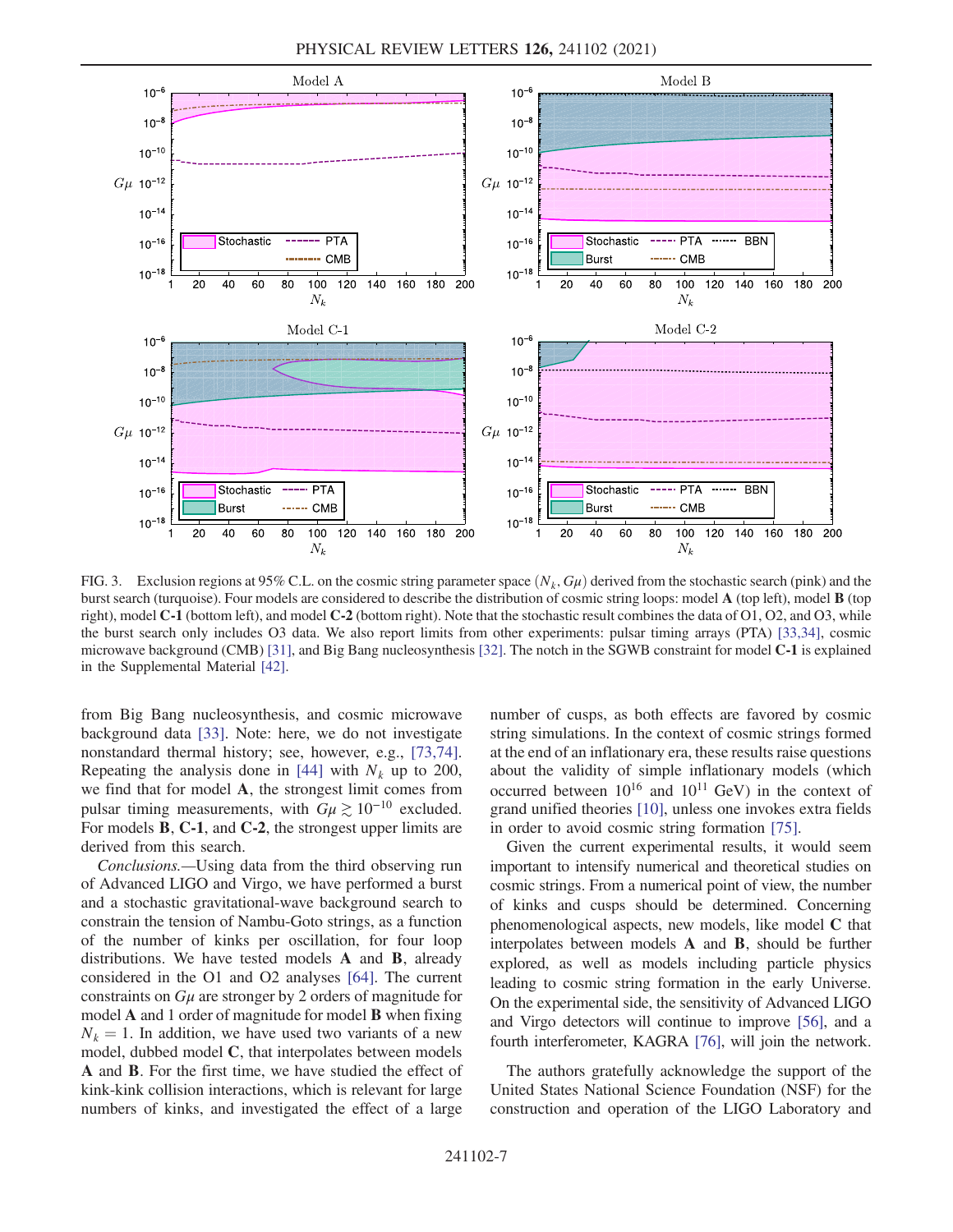FIG. 3. Exclusion regions at 95% C.L. on the cosmic string parameter space $(N_k, G\mu)$ derived from the stochastic search (pink) and the burst search (turquoise). Four models are considered to describe the distribution of cosmic string loops: model **A** (top left), model **B** (top right), model **C-1** (bottom left), and model **C-2** (bottom right). Note that the stochastic result combines the data of O1, O2, and O3, while the burst search only includes O3 data. We also report limits from other experiments: pulsar timing arrays (PTA) [33,34], cosmic microwave background (CMB) [31], and Big Bang nucleosynthesis [32]. The notch in the SGWB constraint for model **C-1** is explained in the Supplemental Material [42].

from Big Bang nucleosynthesis, and cosmic microwave background data [33]. Note: here, we do not investigate nonstandard thermal history; see, however, e.g., [73,74]. Repeating the analysis done in [44] with $N_k$ up to 200, we find that for model **A**, the strongest limit comes from pulsar timing measurements, with $G\mu \gtrsim 10^{-10}$ excluded. For models **B**, **C-1**, and **C-2**, the strongest upper limits are derived from this search.

*Conclusions.*—Using data from the third observing run of Advanced LIGO and Virgo, we have performed a burst and a stochastic gravitational-wave background search to constrain the tension of Nambu-Goto strings, as a function of the number of kinks per oscillation, for four loop distributions. We have tested models **A** and **B**, already considered in the O1 and O2 analyses [64]. The current constraints on $G\mu$ are stronger by 2 orders of magnitude for model **A** and 1 order of magnitude for model **B** when fixing $N_k = 1$. In addition, we have used two variants of a new model, dubbed model **C**, that interpolates between models **A** and **B**. For the first time, we have studied the effect of kink-kink collision interactions, which is relevant for large numbers of kinks, and investigated the effect of a large number of cusps, as both effects are favored by cosmic string simulations. In the context of cosmic strings formed at the end of an inflationary era, these results raise questions about the validity of simple inflationary models (which occurred between $10^{16}$ and $10^{11}$ GeV) in the context of grand unified theories [10], unless one invokes extra fields in order to avoid cosmic string formation [75].

Given the current experimental results, it would seem important to intensify numerical and theoretical studies on cosmic strings. From a numerical point of view, the number of kinks and cusps should be determined. Concerning phenomenological aspects, new models, like model **C** that interpolates between models **A** and **B**, should be further explored, as well as models including particle physics leading to cosmic string formation in the early Universe. On the experimental side, the sensitivity of Advanced LIGO and Virgo detectors will continue to improve [56], and a fourth interferometer, KAGRA [76], will join the network.

The authors gratefully acknowledge the support of the United States National Science Foundation (NSF) for the construction and operation of the LIGO Laboratory and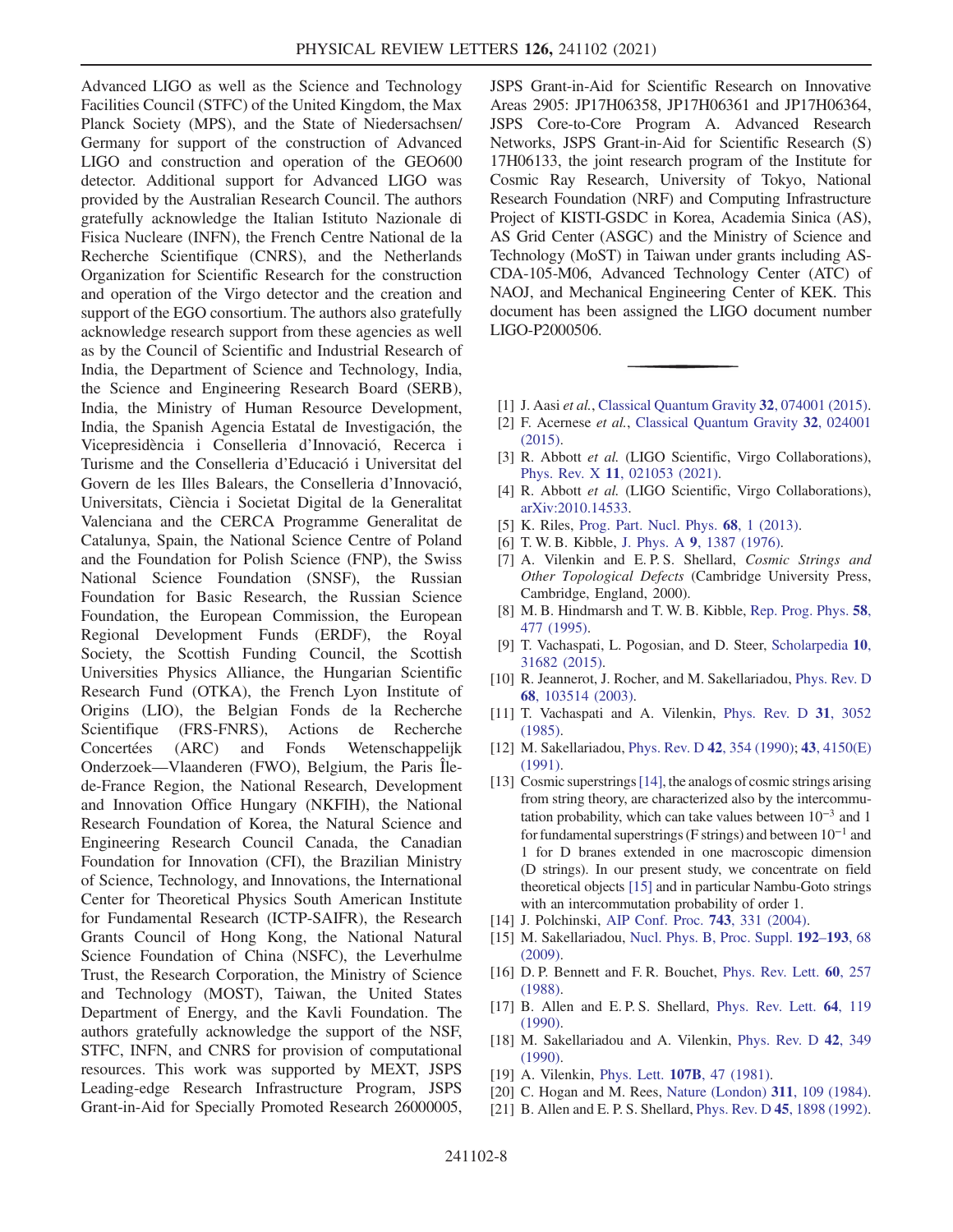Advanced LIGO as well as the Science and Technology Facilities Council (STFC) of the United Kingdom, the Max Planck Society (MPS), and the State of Niedersachsen/Germany for support of the construction of Advanced LIGO and construction and operation of the GEO600 detector. Additional support for Advanced LIGO was provided by the Australian Research Council. The authors gratefully acknowledge the Italian Istituto Nazionale di Fisica Nucleare (INFN), the French Centre National de la Recherche Scientifique (CNRS), and the Netherlands Organization for Scientific Research for the construction and operation of the Virgo detector and the creation and support of the EGO consortium. The authors also gratefully acknowledge research support from these agencies as well as by the Council of Scientific and Industrial Research of India, the Department of Science and Technology, India, the Science and Engineering Research Board (SERB), India, the Ministry of Human Resource Development, India, the Spanish Agencia Estatal de Investigación, the Vicepresidència i Conselleria d'Innovació, Recerca i Turisme and the Conselleria d'Educació i Universitat del Govern de les Illes Balears, the Conselleria d'Innovació, Universitats, Ciència i Societat Digital de la Generalitat Valenciana and the CERCA Programme Generalitat de Catalunya, Spain, the National Science Centre of Poland and the Foundation for Polish Science (FNP), the Swiss National Science Foundation (SNSF), the Russian Foundation for Basic Research, the Russian Science Foundation, the European Commission, the European Regional Development Funds (ERDF), the Royal Society, the Scottish Funding Council, the Scottish Universities Physics Alliance, the Hungarian Scientific Research Fund (OTKA), the French Lyon Institute of Origins (LIO), the Belgian Fonds de la Recherche Scientifique (FRS-FNRS), Actions de Recherche Concertées (ARC) and Fonds Wetenschappelijk Onderzoek—Vlaanderen (FWO), Belgium, the Paris Île-de-France Region, the National Research, Development and Innovation Office Hungary (NKFIH), the National Research Foundation of Korea, the Natural Science and Engineering Research Council Canada, the Canadian Foundation for Innovation (CFI), the Brazilian Ministry of Science, Technology, and Innovations, the International Center for Theoretical Physics South American Institute for Fundamental Research (ICTP-SAIFR), the Research Grants Council of Hong Kong, the National Natural Science Foundation of China (NSFC), the Leverhulme Trust, the Research Corporation, the Ministry of Science and Technology (MOST), Taiwan, the United States Department of Energy, and the Kavli Foundation. The authors gratefully acknowledge the support of the NSF, STFC, INFN, and CNRS for provision of computational resources. This work was supported by MEXT, JSPS Leading-edge Research Infrastructure Program, JSPS Grant-in-Aid for Specially Promoted Research 26000005, JSPS Grant-in-Aid for Scientific Research on Innovative Areas 2905: JP17H06358, JP17H06361 and JP17H06364, JSPS Core-to-Core Program A. Advanced Research Networks, JSPS Grant-in-Aid for Scientific Research (S) 17H06133, the joint research program of the Institute for Cosmic Ray Research, University of Tokyo, National Research Foundation (NRF) and Computing Infrastructure Project of KISTI-GSDC in Korea, Academia Sinica (AS), AS Grid Center (ASGC) and the Ministry of Science and Technology (MoST) in Taiwan under grants including AS-CDA-105-M06, Advanced Technology Center (ATC) of NAOJ, and Mechanical Engineering Center of KEK. This document has been assigned the LIGO document number LIGO-P2000506.

---

[1] J. Aasi *et al.*, Classical Quantum Gravity **32**, 074001 (2015).

[2] F. Acernese *et al.*, Classical Quantum Gravity **32**, 024001 (2015).

[3] R. Abbott *et al.* (LIGO Scientific, Virgo Collaborations), Phys. Rev. X **11**, 021053 (2021).

[4] R. Abbott *et al.* (LIGO Scientific, Virgo Collaborations), arXiv:2010.14533.

[5] K. Riles, Prog. Part. Nucl. Phys. **68**, 1 (2013).

[6] T. W. B. Kibble, J. Phys. A **9**, 1387 (1976).

[7] A. Vilenkin and E. P. S. Shellard, *Cosmic Strings and Other Topological Defects* (Cambridge University Press, Cambridge, England, 2000).

[8] M. B. Hindmarsh and T. W. B. Kibble, Rep. Prog. Phys. **58**, 477 (1995).

[9] T. Vachaspati, L. Pogosian, and D. Steer, Scholarpedia **10**, 31682 (2015).

[10] R. Jeannerot, J. Rocher, and M. Sakellariadou, Phys. Rev. D **68**, 103514 (2003).

[11] T. Vachaspati and A. Vilenkin, Phys. Rev. D **31**, 3052 (1985).

[12] M. Sakellariadou, Phys. Rev. D **42**, 354 (1990); **43**, 4150(E) (1991).

[13] Cosmic superstrings [14], the analogs of cosmic strings arising from string theory, are characterized also by the intercommutation probability, which can take values between $10^{-3}$ and 1 for fundamental superstrings (F strings) and between $10^{-1}$ and 1 for D branes extended in one macroscopic dimension (D strings). In our present study, we concentrate on field theoretical objects [15] and in particular Nambu-Goto strings with an intercommutation probability of order 1.

[14] J. Polchinski, AIP Conf. Proc. **743**, 331 (2004).

[15] M. Sakellariadou, Nucl. Phys. B, Proc. Suppl. **192–193**, 68 (2009).

[16] D. P. Bennett and F. R. Bouchet, Phys. Rev. Lett. **60**, 257 (1988).

[17] B. Allen and E. P. S. Shellard, Phys. Rev. Lett. **64**, 119 (1990).

[18] M. Sakellariadou and A. Vilenkin, Phys. Rev. D **42**, 349 (1990).

[19] A. Vilenkin, Phys. Lett. **107B**, 47 (1981).

[20] C. Hogan and M. Rees, Nature (London) **311**, 109 (1984).

[21] B. Allen and E. P. S. Shellard, Phys. Rev. D **45**, 1898 (1992).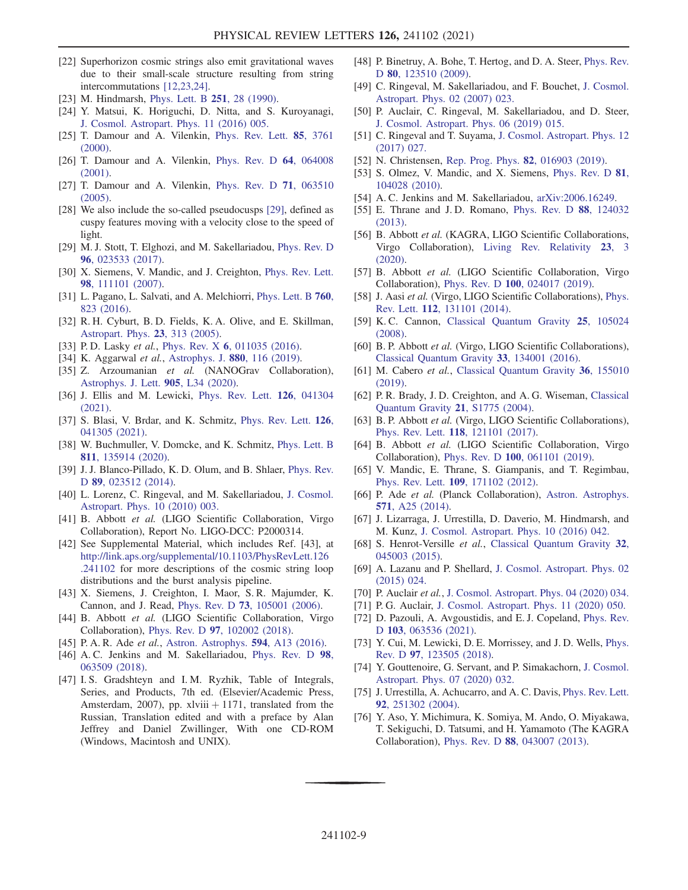[22] Superhorizon cosmic strings also emit gravitational waves due to their small-scale structure resulting from string intercommutations [12,23,24].

[23] M. Hindmarsh, Phys. Lett. B **251**, 28 (1990).

[24] Y. Matsui, K. Horiguchi, D. Nitta, and S. Kuroyanagi, J. Cosmol. Astropart. Phys. 11 (2016) 005.

[25] T. Damour and A. Vilenkin, Phys. Rev. Lett. **85**, 3761 (2000).

[26] T. Damour and A. Vilenkin, Phys. Rev. D **64**, 064008 (2001).

[27] T. Damour and A. Vilenkin, Phys. Rev. D **71**, 063510 (2005).

[28] We also include the so-called pseudocusps [29], defined as cuspy features moving with a velocity close to the speed of light.

[29] M. J. Stott, T. Elghozi, and M. Sakellariadou, Phys. Rev. D **96**, 023533 (2017).

[30] X. Siemens, V. Mandic, and J. Creighton, Phys. Rev. Lett. **98**, 111101 (2007).

[31] L. Pagano, L. Salvati, and A. Melchiorri, Phys. Lett. B **760**, 823 (2016).

[32] R. H. Cyburt, B. D. Fields, K. A. Olive, and E. Skillman, Astropart. Phys. **23**, 313 (2005).

[33] P. D. Lasky *et al.*, Phys. Rev. X **6**, 011035 (2016).

[34] K. Aggarwal *et al.*, Astrophys. J. **880**, 116 (2019).

[35] Z. Arzoumanian *et al.* (NANOGrav Collaboration), Astrophys. J. Lett. **905**, L34 (2020).

[36] J. Ellis and M. Lewicki, Phys. Rev. Lett. **126**, 041304 (2021).

[37] S. Blasi, V. Brdar, and K. Schmitz, Phys. Rev. Lett. **126**, 041305 (2021).

[38] W. Buchmuller, V. Domcke, and K. Schmitz, Phys. Lett. B **811**, 135914 (2020).

[39] J. J. Blanco-Pillado, K. D. Olum, and B. Shlaer, Phys. Rev. D **89**, 023512 (2014).

[40] L. Lorenz, C. Ringeval, and M. Sakellariadou, J. Cosmol. Astropart. Phys. 10 (2010) 003.

[41] B. Abbott *et al.* (LIGO Scientific Collaboration, Virgo Collaboration), Report No. LIGO-DCC: P2000314.

[42] See Supplemental Material, which includes Ref. [43], at http://link.aps.org/supplemental/10.1103/PhysRevLett.126.241102 for more descriptions of the cosmic string loop distributions and the burst analysis pipeline.

[43] X. Siemens, J. Creighton, I. Maor, S. R. Majumder, K. Cannon, and J. Read, Phys. Rev. D **73**, 105001 (2006).

[44] B. Abbott *et al.* (LIGO Scientific Collaboration, Virgo Collaboration), Phys. Rev. D **97**, 102002 (2018).

[45] P. A. R. Ade *et al.*, Astron. Astrophys. **594**, A13 (2016).

[46] A. C. Jenkins and M. Sakellariadou, Phys. Rev. D **98**, 063509 (2018).

[47] I. S. Gradshteyn and I. M. Ryzhik, Table of Integrals, Series, and Products, 7th ed. (Elsevier/Academic Press, Amsterdam, 2007), pp. xlviii + 1171, translated from the Russian, Translation edited and with a preface by Alan Jeffrey and Daniel Zwillinger, With one CD-ROM (Windows, Macintosh and UNIX).

[48] P. Binetruy, A. Bohe, T. Hertog, and D. A. Steer, Phys. Rev. D **80**, 123510 (2009).

[49] C. Ringeval, M. Sakellariadou, and F. Bouchet, J. Cosmol. Astropart. Phys. 02 (2007) 023.

[50] P. Auclair, C. Ringeval, M. Sakellariadou, and D. Steer, J. Cosmol. Astropart. Phys. 06 (2019) 015.

[51] C. Ringeval and T. Suyama, J. Cosmol. Astropart. Phys. 12 (2017) 027.

[52] N. Christensen, Rep. Prog. Phys. **82**, 016903 (2019).

[53] S. Olmez, V. Mandic, and X. Siemens, Phys. Rev. D **81**, 104028 (2010).

[54] A. C. Jenkins and M. Sakellariadou, arXiv:2006.16249.

[55] E. Thrane and J. D. Romano, Phys. Rev. D **88**, 124032 (2013).

[56] B. Abbott *et al.* (KAGRA, LIGO Scientific Collaborations, Virgo Collaboration), Living Rev. Relativity **23**, 3 (2020).

[57] B. Abbott *et al.* (LIGO Scientific Collaboration, Virgo Collaboration), Phys. Rev. D **100**, 024017 (2019).

[58] J. Aasi *et al.* (Virgo, LIGO Scientific Collaborations), Phys. Rev. Lett. **112**, 131101 (2014).

[59] K. C. Cannon, Classical Quantum Gravity **25**, 105024 (2008).

[60] B. P. Abbott *et al.* (Virgo, LIGO Scientific Collaborations), Classical Quantum Gravity **33**, 134001 (2016).

[61] M. Cabero *et al.*, Classical Quantum Gravity **36**, 155010 (2019).

[62] P. R. Brady, J. D. Creighton, and A. G. Wiseman, Classical Quantum Gravity **21**, S1775 (2004).

[63] B. P. Abbott *et al.* (Virgo, LIGO Scientific Collaborations), Phys. Rev. Lett. **118**, 121101 (2017).

[64] B. Abbott *et al.* (LIGO Scientific Collaboration, Virgo Collaboration), Phys. Rev. D **100**, 061101 (2019).

[65] V. Mandic, E. Thrane, S. Giampanis, and T. Regimbau, Phys. Rev. Lett. **109**, 171102 (2012).

[66] P. Ade *et al.* (Planck Collaboration), Astron. Astrophys. **571**, A25 (2014).

[67] J. Lizarraga, J. Urrestilla, D. Daverio, M. Hindmarsh, and M. Kunz, J. Cosmol. Astropart. Phys. 10 (2016) 042.

[68] S. Henrot-Versille *et al.*, Classical Quantum Gravity **32**, 045003 (2015).

[69] A. Lazanu and P. Shellard, J. Cosmol. Astropart. Phys. 02 (2015) 024.

[70] P. Auclair *et al.*, J. Cosmol. Astropart. Phys. 04 (2020) 034.

[71] P. G. Auclair, J. Cosmol. Astropart. Phys. 11 (2020) 050.

[72] D. Pazouli, A. Avgoustidis, and E. J. Copeland, Phys. Rev. D **103**, 063536 (2021).

[73] Y. Cui, M. Lewicki, D. E. Morrissey, and J. D. Wells, Phys. Rev. D **97**, 123505 (2018).

[74] Y. Gouttenoire, G. Servant, and P. Simakachorn, J. Cosmol. Astropart. Phys. 07 (2020) 032.

[75] J. Urrestilla, A. Achucarro, and A. C. Davis, Phys. Rev. Lett. **92**, 251302 (2004).

[76] Y. Aso, Y. Michimura, K. Somiya, M. Ando, O. Miyakawa, T. Sekiguchi, D. Tatsumi, and H. Yamamoto (The KAGRA Collaboration), Phys. Rev. D **88**, 043007 (2013).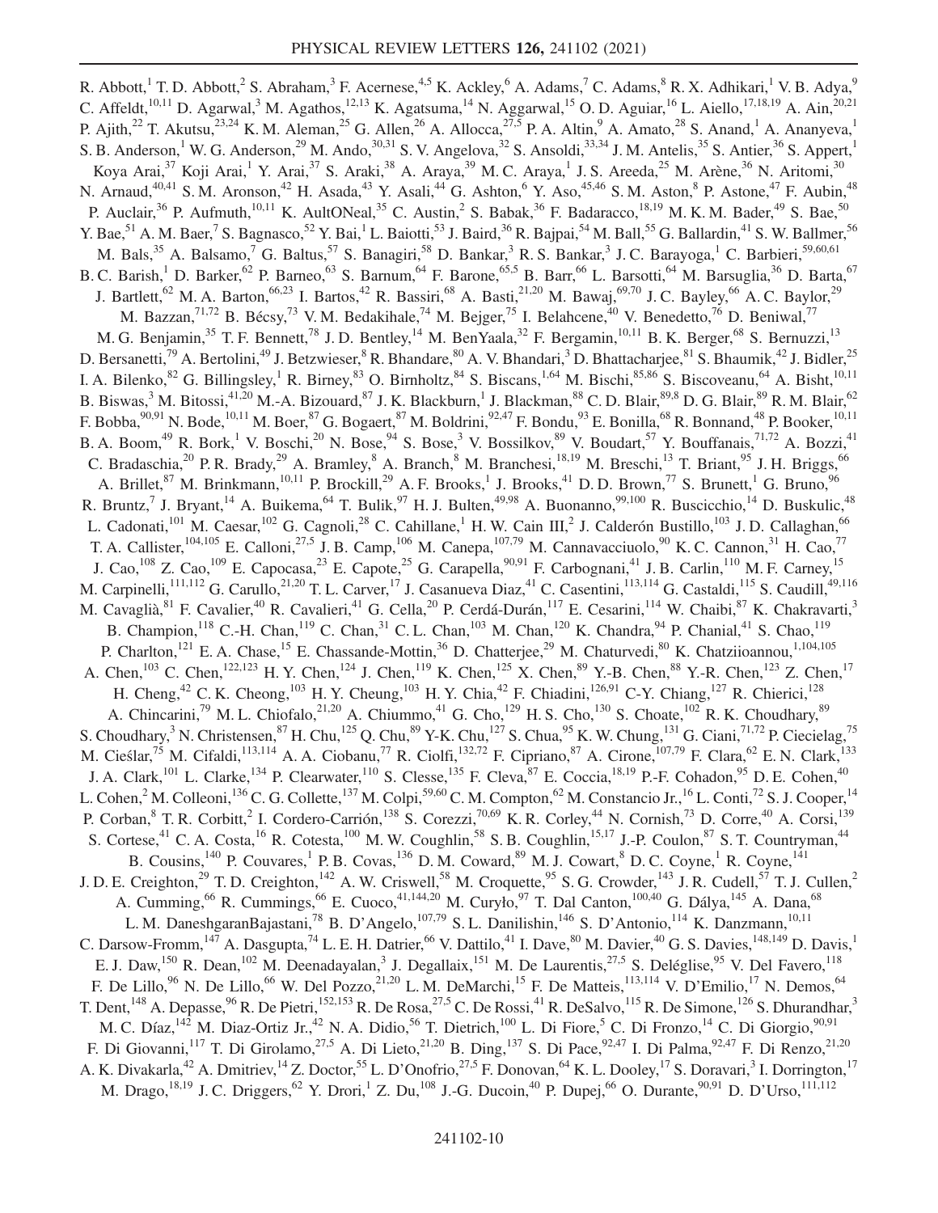R. Abbott,[1] T. D. Abbott,[2] S. Abraham,[3] F. Acernese,[4,5] K. Ackley,[6] A. Adams,[7] C. Adams,[8] R. X. Adhikari,[1] V. B. Adya,[9] C. Affeldt,[10,11] D. Agarwal,[3] M. Agathos,[12,13] K. Agatsuma,[14] N. Aggarwal,[15] O. D. Aguiar,[16] L. Aiello,[17,18,19] A. Ain,[20,21] P. Ajith,[22] T. Akutsu,[23,24] K. M. Aleman,[25] G. Allen,[26] A. Allocca,[27,5] P. A. Altin,[9] A. Amato,[28] S. Anand,[1] A. Ananyeva,[1] S. B. Anderson,[1] W. G. Anderson,[29] M. Ando,[30,31] S. V. Angelova,[32] S. Ansoldi,[33,34] J. M. Antelis,[35] S. Antier,[36] S. Appert,[1] Koya Arai,[37] Koji Arai,[1] Y. Arai,[37] S. Araki,[38] A. Araya,[39] M. C. Araya,[1] J. S. Areeda,[25] M. Arène,[36] N. Aritomi,[30] N. Arnaud,[40,41] S. M. Aronson,[42] H. Asada,[43] Y. Asali,[44] G. Ashton,[6] Y. Aso,[45,46] S. M. Aston,[8] P. Astone,[47] F. Aubin,[48] P. Auclair,[36] P. Aufmuth,[10,11] K. AultONeal,[35] C. Austin,[2] S. Babak,[36] F. Badaracco,[18,19] M. K. M. Bader,[49] S. Bae,[50] Y. Bae,[51] A. M. Baer,[7] S. Bagnasco,[52] Y. Bai,[1] L. Baiotti,[53] J. Baird,[36] R. Bajpai,[54] M. Ball,[55] G. Ballardin,[41] S. W. Ballmer,[56] M. Bals,[35] A. Balsamo,[7] G. Baltus,[57] S. Banagiri,[58] D. Bankar,[3] R. S. Bankar,[3] J. C. Barayoga,[1] C. Barbieri,[59,60,61] B. C. Barish,[1] D. Barker,[62] P. Barneo,[63] S. Barnum,[64] F. Barone,[65,5] B. Barr,[66] L. Barsotti,[64] M. Barsuglia,[36] D. Barta,[67] J. Bartlett,[62] M. A. Barton,[66,23] I. Bartos,[42] R. Bassiri,[68] A. Basti,[21,20] M. Bawaj,[69,70] J. C. Bayley,[66] A. C. Baylor,[29] M. Bazzan,[71,72] B. Bécsy,[73] V. M. Bedakihale,[74] M. Bejger,[75] I. Belahcene,[40] V. Benedetto,[76] D. Beniwal,[77] M. G. Benjamin,[35] T. F. Bennett,[78] J. D. Bentley,[14] M. BenYaala,[32] F. Bergamin,[10,11] B. K. Berger,[68] S. Bernuzzi,[13] D. Bersanetti,[79] A. Bertolini,[49] J. Betzwieser,[8] R. Bhandare,[80] A. V. Bhandari,[3] D. Bhattacharjee,[81] S. Bhaumik,[42] J. Bidler,[25] I. A. Bilenko,[82] G. Billingsley,[1] R. Birney,[83] O. Birnholtz,[84] S. Biscans,[1,64] M. Bischi,[85,86] S. Biscoveanu,[64] A. Bisht,[10,11] B. Biswas,[3] M. Bitossi,[41,20] M.-A. Bizouard,[87] J. K. Blackburn,[1] J. Blackman,[88] C. D. Blair,[89,8] D. G. Blair,[89] R. M. Blair,[62] F. Bobba,[90,91] N. Bode,[10,11] M. Boer,[87] G. Bogaert,[87] M. Boldrini,[92,47] F. Bondu,[93] E. Bonilla,[68] R. Bonnand,[48] P. Booker,[10,11] B. A. Boom,[49] R. Bork,[1] V. Boschi,[20] N. Bose,[94] S. Bose,[3] V. Bossilkov,[89] V. Boudart,[57] Y. Bouffanais,[71,72] A. Bozzi,[41] C. Bradaschia,[20] P. R. Brady,[29] A. Bramley,[8] A. Branch,[8] M. Branchesi,[18,19] M. Breschi,[13] T. Briant,[95] J. H. Briggs,[66] A. Brillet,[87] M. Brinkmann,[10,11] P. Brockill,[29] A. F. Brooks,[1] J. Brooks,[41] D. D. Brown,[77] S. Brunett,[1] G. Bruno,[96] R. Bruntz,[7] J. Bryant,[14] A. Buikema,[64] T. Bulik,[97] H. J. Bulten,[49,98] A. Buonanno,[99,100] R. Buscicchio,[14] D. Buskulic,[48] L. Cadonati,[101] M. Caesar,[102] G. Cagnoli,[28] C. Cahillane,[1] H. W. Cain III,[2] J. Calderón Bustillo,[103] J. D. Callaghan,[66] T. A. Callister,[104,105] E. Calloni,[27,5] J. B. Camp,[106] M. Canepa,[107,79] M. Cannavacciuolo,[90] K. C. Cannon,[31] H. Cao,[77] J. Cao,[108] Z. Cao,[109] E. Capocasa,[23] E. Capote,[25] G. Carapella,[90,91] F. Carbognani,[41] J. B. Carlin,[110] M. F. Carney,[15] M. Carpinelli,[111,112] G. Carullo,[21,20] T. L. Carver,[17] J. Casanueva Diaz,[41] C. Casentini,[113,114] G. Castaldi,[115] S. Caudill,[49,116] M. Cavaglià,[81] F. Cavalier,[40] R. Cavalieri,[41] G. Cella,[20] P. Cerdá-Durán,[117] E. Cesarini,[114] W. Chaibi,[87] K. Chakravarti,[3] B. Champion,[118] C.-H. Chan,[119] C. Chan,[31] C. L. Chan,[103] M. Chan,[120] K. Chandra,[94] P. Chanial,[41] S. Chao,[119] P. Charlton,[121] E. A. Chase,[15] E. Chassande-Mottin,[36] D. Chatterjee,[29] M. Chaturvedi,[80] K. Chatziioannou,[1,104,105] A. Chen,[103] C. Chen,[122,123] H. Y. Chen,[124] J. Chen,[119] K. Chen,[125] X. Chen,[89] Y.-B. Chen,[88] Y.-R. Chen,[123] Z. Chen,[17] H. Cheng,[42] C. K. Cheong,[103] H. Y. Cheung,[103] H. Y. Chia,[42] F. Chiadini,[126,91] C-Y. Chiang,[127] R. Chierici,[128] A. Chincarini,[79] M. L. Chiofalo,[21,20] A. Chiummo,[41] G. Cho,[129] H. S. Cho,[130] S. Choate,[102] R. K. Choudhary,[89] S. Choudhary,[3] N. Christensen,[87] H. Chu,[125] Q. Chu,[89] Y-K. Chu,[127] S. Chua,[95] K. W. Chung,[131] G. Ciani,[71,72] P. Ciecielag,[75] M. Cieślar,[75] M. Cifaldi,[113,114] A. A. Ciobanu,[77] R. Ciolfi,[132,72] F. Cipriano,[87] A. Cirone,[107,79] F. Clara,[62] E. N. Clark,[133] J. A. Clark,[101] L. Clarke,[134] P. Clearwater,[110] S. Clesse,[135] F. Cleva,[87] E. Coccia,[18,19] P.-F. Cohadon,[95] D. E. Cohen,[40] L. Cohen,[2] M. Colleoni,[136] C. G. Collette,[137] M. Colpi,[59,60] C. M. Compton,[62] M. Constancio Jr.,[16] L. Conti,[72] S. J. Cooper,[14] P. Corban,[8] T. R. Corbitt,[2] I. Cordero-Carrión,[138] S. Corezzi,[70,69] K. R. Corley,[44] N. Cornish,[73] D. Corre,[40] A. Corsi,[139] S. Cortese,[41] C. A. Costa,[16] R. Cotesta,[100] M. W. Coughlin,[58] S. B. Coughlin,[15,17] J.-P. Coulon,[87] S. T. Countryman,[44] B. Cousins,[140] P. Couvares,[1] P. B. Covas,[136] D. M. Coward,[89] M. J. Cowart,[8] D. C. Coyne,[1] R. Coyne,[141] J. D. E. Creighton,[29] T. D. Creighton,[142] A. W. Criswell,[58] M. Croquette,[95] S. G. Crowder,[143] J. R. Cudell,[57] T. J. Cullen,[2] A. Cumming,[66] R. Cummings,[66] E. Cuoco,[41,144,20] M. Curyło,[97] T. Dal Canton,[100,40] G. Dálya,[145] A. Dana,[68] L. M. DaneshgaranBajastani,[78] B. D'Angelo,[107,79] S. L. Danilishin,[146] S. D'Antonio,[114] K. Danzmann,[10,11] C. Darsow-Fromm,[147] A. Dasgupta,[74] L. E. H. Datrier,[66] V. Dattilo,[41] I. Dave,[80] M. Davier,[40] G. S. Davies,[148,149] D. Davis,[1] E. J. Daw,[150] R. Dean,[102] M. Deenadayalan,[3] J. Degallaix,[151] M. De Laurentis,[27,5] S. Deléglise,[95] V. Del Favero,[118] F. De Lillo,[96] N. De Lillo,[66] W. Del Pozzo,[21,20] L. M. DeMarchi,[15] F. De Matteis,[113,114] V. D'Emilio,[17] N. Demos,[64] T. Dent,[148] A. Depasse,[96] R. De Pietri,[152,153] R. De Rosa,[27,5] C. De Rossi,[41] R. DeSalvo,[115] R. De Simone,[126] S. Dhurandhar,[3] M. C. Díaz,[142] M. Diaz-Ortiz Jr.,[42] N. A. Didio,[56] T. Dietrich,[100] L. Di Fiore,[5] C. Di Fronzo,[14] C. Di Giorgio,[90,91] F. Di Giovanni,[117] T. Di Girolamo,[27,5] A. Di Lieto,[21,20] B. Ding,[137] S. Di Pace,[92,47] I. Di Palma,[92,47] F. Di Renzo,[21,20] A. K. Divakarla,[42] A. Dmitriev,[14] Z. Doctor,[55] L. D'Onofrio,[27,5] F. Donovan,[64] K. L. Dooley,[17] S. Doravari,[3] I. Dorrington,[17] M. Drago,[18,19] J. C. Driggers,[62] Y. Drori,[1] Z. Du,[108] J.-G. Ducoin,[40] P. Dupej,[66] O. Durante,[90,91] D. D'Urso,[111,112]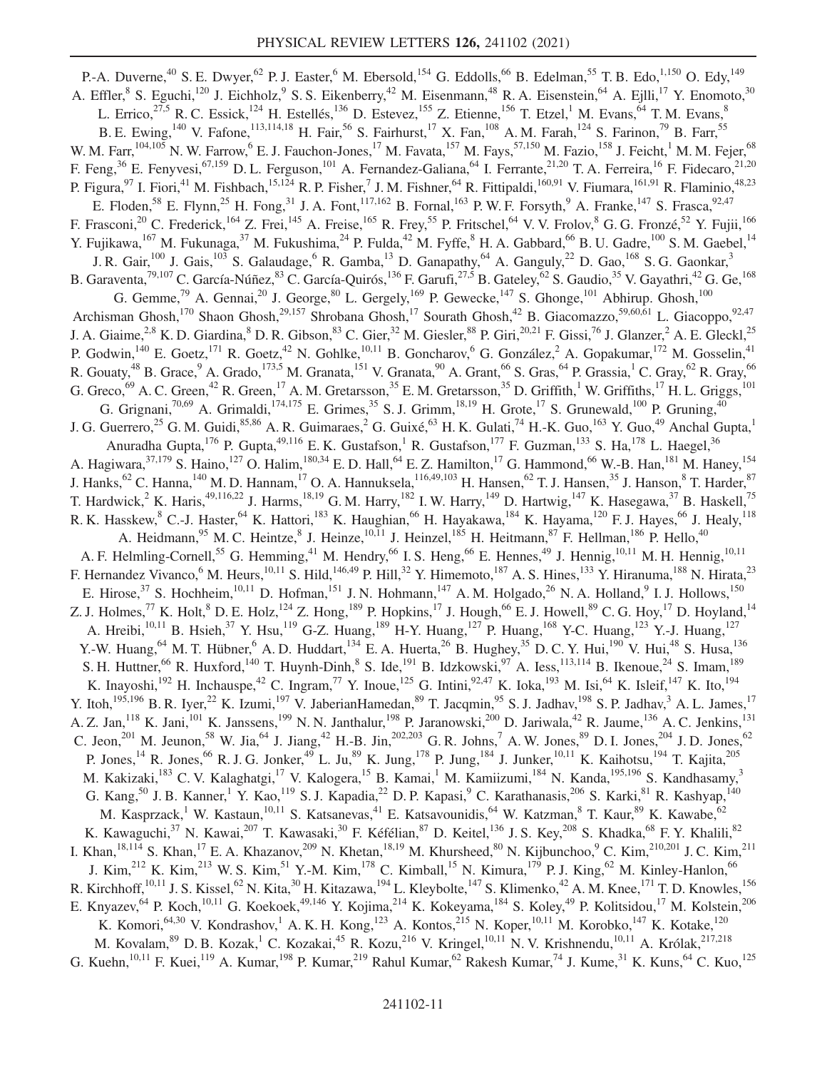P.-A. Duverne,[40] S. E. Dwyer,[62] P. J. Easter,[6] M. Ebersold,[154] G. Eddolls,[66] B. Edelman,[55] T. B. Edo,[1,150] O. Edy,[149] A. Effler,[8] S. Eguchi,[120] J. Eichholz,[9] S. S. Eikenberry,[42] M. Eisenmann,[48] R. A. Eisenstein,[64] A. Ejlli,[17] Y. Enomoto,[30] L. Errico,[27,5] R. C. Essick,[124] H. Estellés,[136] D. Estevez,[155] Z. Etienne,[156] T. Etzel,[1] M. Evans,[64] T. M. Evans,[8] B. E. Ewing,[140] V. Fafone,[113,114,18] H. Fair,[56] S. Fairhurst,[17] X. Fan,[108] A. M. Farah,[124] S. Farinon,[79] B. Farr,[55] W. M. Farr,[104,105] N. W. Farrow,[6] E. J. Fauchon-Jones,[17] M. Favata,[157] M. Fays,[57,150] M. Fazio,[158] J. Feicht,[1] M. M. Fejer,[68] F. Feng,[36] E. Fenyvesi,[67,159] D. L. Ferguson,[101] A. Fernandez-Galiana,[64] I. Ferrante,[21,20] T. A. Ferreira,[16] F. Fidecaro,[21,20] P. Figura,[97] I. Fiori,[41] M. Fishbach,[15,124] R. P. Fisher,[7] J. M. Fishner,[64] R. Fittipaldi,[160,91] V. Fiumara,[161,91] R. Flaminio,[48,23] E. Floden,[58] E. Flynn,[25] H. Fong,[31] J. A. Font,[117,162] B. Fornal,[163] P. W. F. Forsyth,[9] A. Franke,[147] S. Frasca,[92,47] F. Frasconi,[20] C. Frederick,[164] Z. Frei,[145] A. Freise,[165] R. Frey,[55] P. Fritschel,[64] V. V. Frolov,[8] G. G. Fronzé,[52] Y. Fujii,[166] Y. Fujikawa,[167] M. Fukunaga,[37] M. Fukushima,[24] P. Fulda,[42] M. Fyffe,[8] H. A. Gabbard,[66] B. U. Gadre,[100] S. M. Gaebel,[14] J. R. Gair,[100] J. Gais,[103] S. Galaudage,[6] R. Gamba,[13] D. Ganapathy,[64] A. Ganguly,[22] D. Gao,[168] S. G. Gaonkar,[3] B. Garaventa,[79,107] C. García-Núñez,[83] C. García-Quirós,[136] F. Garufi,[27,5] B. Gateley,[62] S. Gaudio,[35] V. Gayathri,[42] G. Ge,[168] G. Gemme,[79] A. Gennai,[20] J. George,[80] L. Gergely,[169] P. Gewecke,[147] S. Ghonge,[101] Abhirup. Ghosh,[100] Archisman Ghosh,[170] Shaon Ghosh,[29,157] Shrobana Ghosh,[17] Sourath Ghosh,[42] B. Giacomazzo,[59,60,61] L. Giacoppo,[92,47] J. A. Giaime,[2,8] K. D. Giardina,[8] D. R. Gibson,[83] C. Gier,[32] M. Giesler,[88] P. Giri,[20,21] F. Gissi,[76] J. Glanzer,[2] A. E. Gleckl,[25] P. Godwin,[140] E. Goetz,[171] R. Goetz,[42] N. Gohlke,[10,11] B. Goncharov,[6] G. González,[2] A. Gopakumar,[172] M. Gosselin,[41] R. Gouaty,[48] B. Grace,[9] A. Grado,[173,5] M. Granata,[151] V. Granata,[90] A. Grant,[66] S. Gras,[64] P. Grassia,[1] C. Gray,[62] R. Gray,[66] G. Greco,[69] A. C. Green,[42] R. Green,[17] A. M. Gretarsson,[35] E. M. Gretarsson,[35] D. Griffith,[1] W. Griffiths,[17] H. L. Griggs,[101] G. Grignani,[70,69] A. Grimaldi,[174,175] E. Grimes,[35] S. J. Grimm,[18,19] H. Grote,[17] S. Grunewald,[100] P. Gruning,[40] J. G. Guerrero,[25] G. M. Guidi,[85,86] A. R. Guimaraes,[2] G. Guixé,[63] H. K. Gulati,[74] H.-K. Guo,[163] Y. Guo,[49] Anchal Gupta,[1] Anuradha Gupta,[176] P. Gupta,[49,116] E. K. Gustafson,[1] R. Gustafson,[177] F. Guzman,[133] S. Ha,[178] L. Haegel,[36] A. Hagiwara,[37,179] S. Haino,[127] O. Halim,[180,34] E. D. Hall,[64] E. Z. Hamilton,[17] G. Hammond,[66] W.-B. Han,[181] M. Haney,[154] J. Hanks,[62] C. Hanna,[140] M. D. Hannam,[17] O. A. Hannuksela,[116,49,103] H. Hansen,[62] T. J. Hansen,[35] J. Hanson,[8] T. Harder,[87] T. Hardwick,[2] K. Haris,[49,116,22] J. Harms,[18,19] G. M. Harry,[182] I. W. Harry,[149] D. Hartwig,[147] K. Hasegawa,[37] B. Haskell,[75] R. K. Hasskew,[8] C.-J. Haster,[64] K. Hattori,[183] K. Haughian,[66] H. Hayakawa,[184] K. Hayama,[120] F. J. Hayes,[66] J. Healy,[118] A. Heidmann,[95] M. C. Heintze,[8] J. Heinze,[10,11] J. Heinzel,[185] H. Heitmann,[87] F. Hellman,[186] P. Hello,[40] A. F. Helmling-Cornell,[55] G. Hemming,[41] M. Hendry,[66] I. S. Heng,[66] E. Hennes,[49] J. Hennig,[10,11] M. H. Hennig,[10,11] F. Hernandez Vivanco,[6] M. Heurs,[10,11] S. Hild,[146,49] P. Hill,[32] Y. Himemoto,[187] A. S. Hines,[133] Y. Hiranuma,[188] N. Hirata,[23] E. Hirose,[37] S. Hochheim,[10,11] D. Hofman,[151] J. N. Hohmann,[147] A. M. Holgado,[26] N. A. Holland,[9] I. J. Hollows,[150] Z. J. Holmes,[77] K. Holt,[8] D. E. Holz,[124] Z. Hong,[189] P. Hopkins,[17] J. Hough,[66] E. J. Howell,[89] C. G. Hoy,[17] D. Hoyland,[14] A. Hreibi,[10,11] B. Hsieh,[37] Y. Hsu,[119] G-Z. Huang,[189] H-Y. Huang,[127] P. Huang,[168] Y-C. Huang,[123] Y.-J. Huang,[127] Y.-W. Huang,[64] M. T. Hübner,[6] A. D. Huddart,[134] E. A. Huerta,[26] B. Hughey,[35] D. C. Y. Hui,[190] V. Hui,[48] S. Husa,[136] S. H. Huttner,[66] R. Huxford,[140] T. Huynh-Dinh,[8] S. Ide,[191] B. Idzkowski,[97] A. Iess,[113,114] B. Ikenoue,[24] S. Imam,[189] K. Inayoshi,[192] H. Inchauspe,[42] C. Ingram,[77] Y. Inoue,[125] G. Intini,[92,47] K. Ioka,[193] M. Isi,[64] K. Isleif,[147] K. Ito,[194] Y. Itoh,[195,196] B. R. Iyer,[22] K. Izumi,[197] V. JaberianHamedan,[89] T. Jacqmin,[95] S. J. Jadhav,[198] S. P. Jadhav,[3] A. L. James,[17] A. Z. Jan,[118] K. Jani,[101] K. Janssens,[199] N. N. Janthalur,[198] P. Jaranowski,[200] D. Jariwala,[42] R. Jaume,[136] A. C. Jenkins,[131] C. Jeon,[201] M. Jeunon,[58] W. Jia,[64] J. Jiang,[42] H.-B. Jin,[202,203] G. R. Johns,[7] A. W. Jones,[89] D. I. Jones,[204] J. D. Jones,[62] P. Jones,[14] R. Jones,[66] R. J. G. Jonker,[49] L. Ju,[89] K. Jung,[178] P. Jung,[184] J. Junker,[10,11] K. Kaihotsu,[194] T. Kajita,[205] M. Kakizaki,[183] C. V. Kalaghatgi,[17] V. Kalogera,[15] B. Kamai,[1] M. Kamiizumi,[184] N. Kanda,[195,196] S. Kandhasamy,[3] G. Kang,[50] J. B. Kanner,[1] Y. Kao,[119] S. J. Kapadia,[22] D. P. Kapasi,[9] C. Karathanasis,[206] S. Karki,[81] R. Kashyap,[140] M. Kasprzack,[1] W. Kastaun,[10,11] S. Katsanevas,[41] E. Katsavounidis,[64] W. Katzman,[8] T. Kaur,[89] K. Kawabe,[62] K. Kawaguchi,[37] N. Kawai,[207] T. Kawasaki,[30] F. Kéfélian,[87] D. Keitel,[136] J. S. Key,[208] S. Khadka,[68] F. Y. Khalili,[82] I. Khan,[18,114] S. Khan,[17] E. A. Khazanov,[209] N. Khetan,[18,19] M. Khursheed,[80] N. Kijbunchoo,[9] C. Kim,[210,201] J. C. Kim,[211] J. Kim,[212] K. Kim,[213] W. S. Kim,[51] Y.-M. Kim,[178] C. Kimball,[15] N. Kimura,[179] P. J. King,[62] M. Kinley-Hanlon,[66] R. Kirchhoff,[10,11] J. S. Kissel,[62] N. Kita,[30] H. Kitazawa,[194] L. Kleybolte,[147] S. Klimenko,[42] A. M. Knee,[171] T. D. Knowles,[156] E. Knyazev,[64] P. Koch,[10,11] G. Koekoek,[49,146] Y. Kojima,[214] K. Kokeyama,[184] S. Koley,[49] P. Kolitsidou,[17] M. Kolstein,[206] K. Komori,[64,30] V. Kondrashov,[1] A. K. H. Kong,[123] A. Kontos,[215] N. Koper,[10,11] M. Korobko,[147] K. Kotake,[120] M. Kovalam,[89] D. B. Kozak,[1] C. Kozakai,[45] R. Kozu,[216] V. Kringel,[10,11] N. V. Krishnendu,[10,11] A. Królak,[217,218] G. Kuehn,[10,11] F. Kuei,[119] A. Kumar,[198] P. Kumar,[219] Rahul Kumar,[62] Rakesh Kumar,[74] J. Kume,[31] K. Kuns,[64] C. Kuo,[125]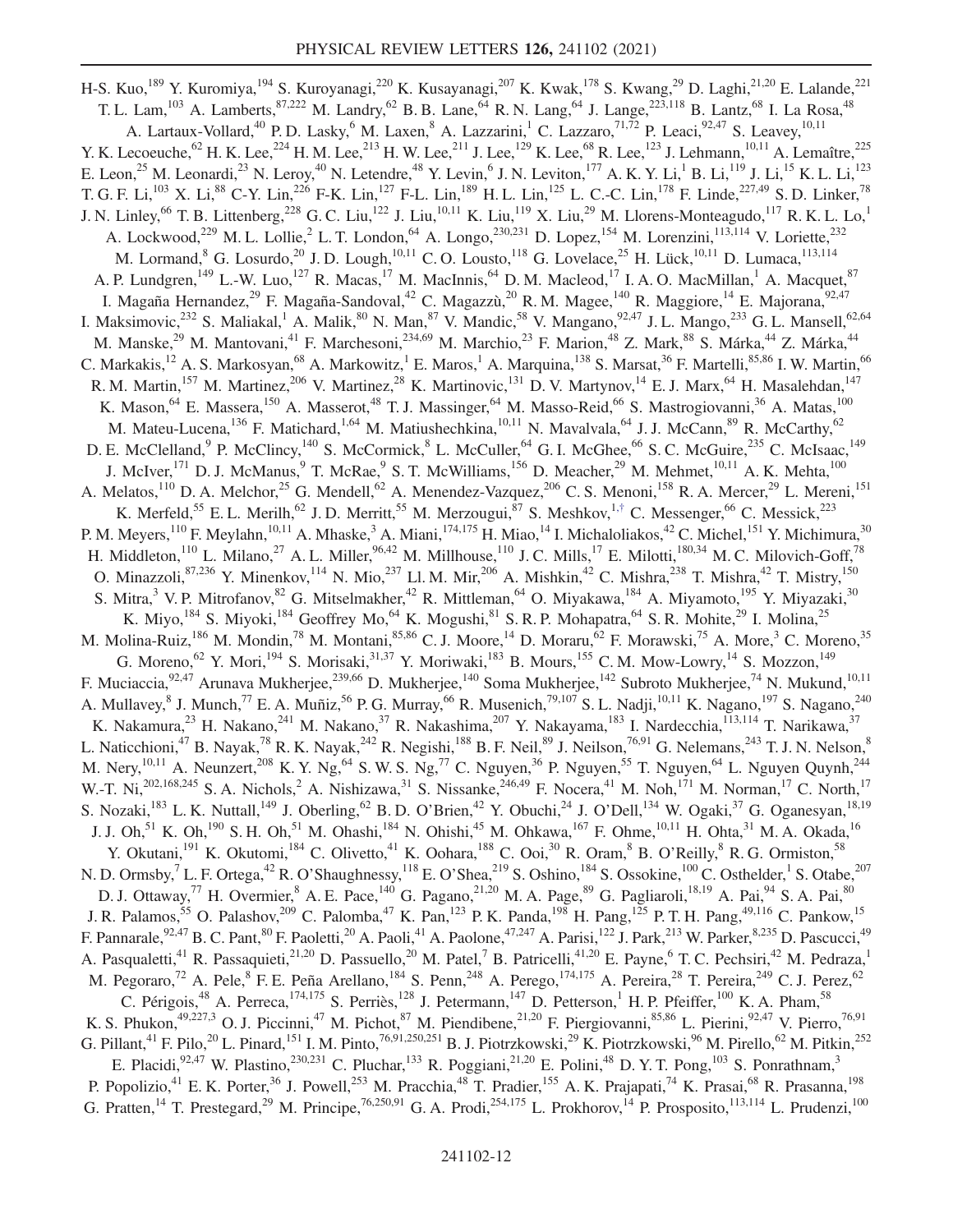H-S. Kuo,[189] Y. Kuromiya,[194] S. Kuroyanagi,[220] K. Kusayanagi,[207] K. Kwak,[178] S. Kwang,[29] D. Laghi,[21,20] E. Lalande,[221] T. L. Lam,[103] A. Lamberts,[87,222] M. Landry,[62] B. B. Lane,[64] R. N. Lang,[64] J. Lange,[223,118] B. Lantz,[68] I. La Rosa,[48] A. Lartaux-Vollard,[40] P. D. Lasky,[6] M. Laxen,[8] A. Lazzarini,[1] C. Lazzaro,[71,72] P. Leaci,[92,47] S. Leavey,[10,11] Y. K. Lecoeuche,[62] H. K. Lee,[224] H. M. Lee,[213] H. W. Lee,[211] J. Lee,[129] K. Lee,[68] R. Lee,[123] J. Lehmann,[10,11] A. Lemaître,[225] E. Leon,[25] M. Leonardi,[23] N. Leroy,[40] N. Letendre,[48] Y. Levin,[6] J. N. Leviton,[177] A. K. Y. Li,[1] B. Li,[119] J. Li,[15] K. L. Li,[123] T. G. F. Li,[103] X. Li,[88] C-Y. Lin,[226] F-K. Lin,[127] F-L. Lin,[189] H. L. Lin,[125] L. C.-C. Lin,[178] F. Linde,[227,49] S. D. Linker,[78] J. N. Linley,[66] T. B. Littenberg,[228] G. C. Liu,[122] J. Liu,[10,11] K. Liu,[119] X. Liu,[29] M. Llorens-Monteagudo,[117] R. K. L. Lo,[1] A. Lockwood,[229] M. L. Lollie,[2] L. T. London,[64] A. Longo,[230,231] D. Lopez,[154] M. Lorenzini,[113,114] V. Loriette,[232] M. Lormand,[8] G. Losurdo,[20] J. D. Lough,[10,11] C. O. Lousto,[118] G. Lovelace,[25] H. Lück,[10,11] D. Lumaca,[113,114] A. P. Lundgren,[149] L.-W. Luo,[127] R. Macas,[17] M. MacInnis,[64] D. M. Macleod,[17] I. A. O. MacMillan,[1] A. Macquet,[87] I. Magaña Hernandez,[29] F. Magaña-Sandoval,[42] C. Magazzù,[20] R. M. Magee,[140] R. Maggiore,[14] E. Majorana,[92,47] I. Maksimovic,[232] S. Maliakal,[1] A. Malik,[80] N. Man,[87] V. Mandic,[58] V. Mangano,[92,47] J. L. Mango,[233] G. L. Mansell,[62,64] M. Manske,[29] M. Mantovani,[41] F. Marchesoni,[234,69] M. Marchio,[23] F. Marion,[48] Z. Mark,[88] S. Márka,[44] Z. Márka,[44] C. Markakis,[12] A. S. Markosyan,[68] A. Markowitz,[1] E. Maros,[1] A. Marquina,[138] S. Marsat,[36] F. Martelli,[85,86] I. W. Martin,[66] R. M. Martin,[157] M. Martinez,[206] V. Martinez,[28] K. Martinovic,[131] D. V. Martynov,[14] E. J. Marx,[64] H. Masalehdan,[147] K. Mason,[64] E. Massera,[150] A. Masserot,[48] T. J. Massinger,[64] M. Masso-Reid,[66] S. Mastrogiovanni,[36] A. Matas,[100] M. Mateu-Lucena,[136] F. Matichard,[1,64] M. Matiushechkina,[10,11] N. Mavalvala,[64] J. J. McCann,[89] R. McCarthy,[62] D. E. McClelland,[9] P. McClincy,[140] S. McCormick,[8] L. McCuller,[64] G. I. McGhee,[66] S. C. McGuire,[235] C. McIsaac,[149] J. McIver,[171] D. J. McManus,[9] T. McRae,[9] S. T. McWilliams,[156] D. Meacher,[29] M. Mehmet,[10,11] A. K. Mehta,[100] A. Melatos,[110] D. A. Melchor,[25] G. Mendell,[62] A. Menendez-Vazquez,[206] C. S. Menoni,[158] R. A. Mercer,[29] L. Mereni,[151] K. Merfeld,[55] E. L. Merilh,[62] J. D. Merritt,[55] M. Merzougui,[87] S. Meshkov,[1,†] C. Messenger,[66] C. Messick,[223] P. M. Meyers,[110] F. Meylahn,[10,11] A. Mhaske,[3] A. Miani,[174,175] H. Miao,[14] I. Michaloliakos,[42] C. Michel,[151] Y. Michimura,[30] H. Middleton,[110] L. Milano,[27] A. L. Miller,[96,42] M. Millhouse,[110] J. C. Mills,[17] E. Milotti,[180,34] M. C. Milovich-Goff,[78] O. Minazzoli,[87,236] Y. Minenkov,[114] N. Mio,[237] Ll. M. Mir,[206] A. Mishkin,[42] C. Mishra,[238] T. Mishra,[42] T. Mistry,[150] S. Mitra,[3] V. P. Mitrofanov,[82] G. Mitselmakher,[42] R. Mittleman,[64] O. Miyakawa,[184] A. Miyamoto,[195] Y. Miyazaki,[30] K. Miyo,[184] S. Miyoki,[184] Geoffrey Mo,[64] K. Mogushi,[81] S. R. P. Mohapatra,[64] S. R. Mohite,[29] I. Molina,[25] M. Molina-Ruiz,[186] M. Mondin,[78] M. Montani,[85,86] C. J. Moore,[14] D. Moraru,[62] F. Morawski,[75] A. More,[3] C. Moreno,[35] G. Moreno,[62] Y. Mori,[194] S. Morisaki,[31,37] Y. Moriwaki,[183] B. Mours,[155] C. M. Mow-Lowry,[14] S. Mozzon,[149] F. Muciaccia,[92,47] Arunava Mukherjee,[239,66] D. Mukherjee,[140] Soma Mukherjee,[142] Subroto Mukherjee,[74] N. Mukund,[10,11] A. Mullavey,[8] J. Munch,[77] E. A. Muñiz,[56] P. G. Murray,[66] R. Musenich,[79,107] S. L. Nadji,[10,11] K. Nagano,[197] S. Nagano,[240] K. Nakamura,[23] H. Nakano,[241] M. Nakano,[37] R. Nakashima,[207] Y. Nakayama,[183] I. Nardecchia,[113,114] T. Narikawa,[37] L. Naticchioni,[47] B. Nayak,[78] R. K. Nayak,[242] R. Negishi,[188] B. F. Neil,[89] J. Neilson,[76,91] G. Nelemans,[243] T. J. N. Nelson,[8] M. Nery,[10,11] A. Neunzert,[208] K. Y. Ng,[64] S. W. S. Ng,[77] C. Nguyen,[36] P. Nguyen,[55] T. Nguyen,[64] L. Nguyen Quynh,[244] W.-T. Ni,[202,168,245] S. A. Nichols,[2] A. Nishizawa,[31] S. Nissanke,[246,49] F. Nocera,[41] M. Noh,[171] M. Norman,[17] C. North,[17] S. Nozaki,[183] L. K. Nuttall,[149] J. Oberling,[62] B. D. O'Brien,[42] Y. Obuchi,[24] J. O'Dell,[134] W. Ogaki,[37] G. Oganesyan,[18,19] J. J. Oh,[51] K. Oh,[190] S. H. Oh,[51] M. Ohashi,[184] N. Ohishi,[45] M. Ohkawa,[167] F. Ohme,[10,11] H. Ohta,[31] M. A. Okada,[16] Y. Okutani,[191] K. Okutomi,[184] C. Olivetto,[41] K. Oohara,[188] C. Ooi,[30] R. Oram,[8] B. O'Reilly,[8] R. G. Ormiston,[58] N. D. Ormsby,[7] L. F. Ortega,[42] R. O'Shaughnessy,[118] E. O'Shea,[219] S. Oshino,[184] S. Ossokine,[100] C. Osthelder,[1] S. Otabe,[207] D. J. Ottaway,[77] H. Overmier,[8] A. E. Pace,[140] G. Pagano,[21,20] M. A. Page,[89] G. Pagliaroli,[18,19] A. Pai,[94] S. A. Pai,[80] J. R. Palamos,[55] O. Palashov,[209] C. Palomba,[47] K. Pan,[123] P. K. Panda,[198] H. Pang,[125] P. T. H. Pang,[49,116] C. Pankow,[15] F. Pannarale,[92,47] B. C. Pant,[80] F. Paoletti,[20] A. Paoli,[41] A. Paolone,[47,247] A. Parisi,[122] J. Park,[213] W. Parker,[8,235] D. Pascucci,[49] A. Pasqualetti,[41] R. Passaquieti,[21,20] D. Passuello,[20] M. Patel,[7] B. Patricelli,[41,20] E. Payne,[6] T. C. Pechsiri,[42] M. Pedraza,[1] M. Pegoraro,[72] A. Pele,[8] F. E. Peña Arellano,[184] S. Penn,[248] A. Perego,[174,175] A. Pereira,[28] T. Pereira,[249] C. J. Perez,[62] C. Périgois,[48] A. Perreca,[174,175] S. Perriès,[128] J. Petermann,[147] D. Petterson,[1] H. P. Pfeiffer,[100] K. A. Pham,[58] K. S. Phukon,[49,227,3] O. J. Piccinni,[47] M. Pichot,[87] M. Piendibene,[21,20] F. Piergiovanni,[85,86] L. Pierini,[92,47] V. Pierro,[76,91] G. Pillant,[41] F. Pilo,[20] L. Pinard,[151] I. M. Pinto,[76,91,250,251] B. J. Piotrzkowski,[29] K. Piotrzkowski,[96] M. Pirello,[62] M. Pitkin,[252] E. Placidi,[92,47] W. Plastino,[230,231] C. Pluchar,[133] R. Poggiani,[21,20] E. Polini,[48] D. Y. T. Pong,[103] S. Ponrathnam,[3] P. Popolizio,[41] E. K. Porter,[36] J. Powell,[253] M. Pracchia,[48] T. Pradier,[155] A. K. Prajapati,[74] K. Prasai,[68] R. Prasanna,[198] G. Pratten,[14] T. Prestegard,[29] M. Principe,[76,250,91] G. A. Prodi,[254,175] L. Prokhorov,[14] P. Prosposito,[113,114] L. Prudenzi,[100]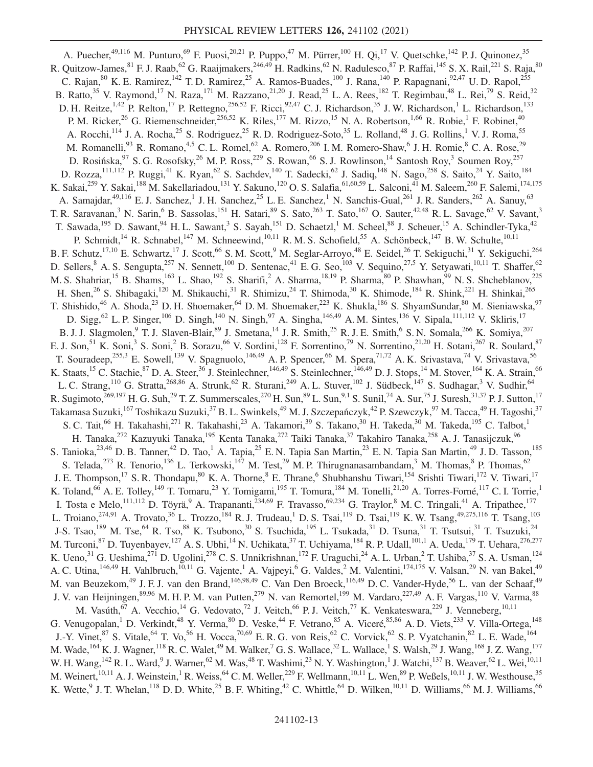A. Puecher,[49,116] M. Punturo,[69] F. Puosi,[20,21] P. Puppo,[47] M. Pürrer,[100] H. Qi,[17] V. Quetschke,[142] P. J. Quinonez,[35] R. Quitzow-James,[81] F. J. Raab,[62] G. Raaijmakers,[246,49] H. Radkins,[62] N. Radulesco,[87] P. Raffai,[145] S. X. Rail,[221] S. Raja,[80] C. Rajan,[80] K. E. Ramirez,[142] T. D. Ramirez,[25] A. Ramos-Buades,[100] J. Rana,[140] P. Rapagnani,[92,47] U. D. Rapol,[255] B. Ratto,[35] V. Raymond,[17] N. Raza,[171] M. Razzano,[21,20] J. Read,[25] L. A. Rees,[182] T. Regimbau,[48] L. Rei,[79] S. Reid,[32] D. H. Reitze,[1,42] P. Relton,[17] P. Rettegno,[256,52] F. Ricci,[92,47] C. J. Richardson,[35] J. W. Richardson,[1] L. Richardson,[133] P. M. Ricker,[26] G. Riemenschneider,[256,52] K. Riles,[177] M. Rizzo,[15] N. A. Robertson,[1,66] R. Robie,[1] F. Robinet,[40] A. Rocchi,[114] J. A. Rocha,[25] S. Rodriguez,[25] R. D. Rodriguez-Soto,[35] L. Rolland,[48] J. G. Rollins,[1] V. J. Roma,[55] M. Romanelli,[93] R. Romano,[4,5] C. L. Romel,[62] A. Romero,[206] I. M. Romero-Shaw,[6] J. H. Romie,[8] C. A. Rose,[29] D. Rosińska,[97] S. G. Rosofsky,[26] M. P. Ross,[229] S. Rowan,[66] S. J. Rowlinson,[14] Santosh Roy,[3] Soumen Roy,[257] D. Rozza,[111,112] P. Ruggi,[41] K. Ryan,[62] S. Sachdev,[140] T. Sadecki,[62] J. Sadiq,[148] N. Sago,[258] S. Saito,[24] Y. Saito,[184] K. Sakai,[259] Y. Sakai,[188] M. Sakellariadou,[131] Y. Sakuno,[120] O. S. Salafia,[61,60,59] L. Salconi,[41] M. Saleem,[260] F. Salemi,[174,175] A. Samajdar,[49,116] E. J. Sanchez,[1] J. H. Sanchez,[25] L. E. Sanchez,[1] N. Sanchis-Gual,[261] J. R. Sanders,[262] A. Sanuy,[63] T. R. Saravanan,[3] N. Sarin,[6] B. Sassolas,[151] H. Satari,[89] S. Sato,[263] T. Sato,[167] O. Sauter,[42,48] R. L. Savage,[62] V. Savant,[3] T. Sawada,[195] D. Sawant,[94] H. L. Sawant,[3] S. Sayah,[151] D. Schaetzl,[1] M. Scheel,[88] J. Scheuer,[15] A. Schindler-Tyka,[42] P. Schmidt,[14] R. Schnabel,[147] M. Schneewind,[10,11] R. M. S. Schofield,[55] A. Schönbeck,[147] B. W. Schulte,[10,11] B. F. Schutz,[17,10] E. Schwartz,[17] J. Scott,[66] S. M. Scott,[9] M. Seglar-Arroyo,[48] E. Seidel,[26] T. Sekiguchi,[31] Y. Sekiguchi,[264] D. Sellers,[8] A. S. Sengupta,[257] N. Sennett,[100] D. Sentenac,[41] E. G. Seo,[103] V. Sequino,[27,5] Y. Setyawati,[10,11] T. Shaffer,[62] M. S. Shahriar,[15] B. Shams,[163] L. Shao,[192] S. Sharifi,[2] A. Sharma,[18,19] P. Sharma,[80] P. Shawhan,[99] N. S. Shcheblanov,[225] H. Shen,[26] S. Shibagaki,[120] M. Shikauchi,[31] R. Shimizu,[24] T. Shimoda,[30] K. Shimode,[184] R. Shink,[221] H. Shinkai,[265] T. Shishido,[46] A. Shoda,[23] D. H. Shoemaker,[64] D. M. Shoemaker,[223] K. Shukla,[186] S. ShyamSundar,[80] M. Sieniawska,[97] D. Sigg,[62] L. P. Singer,[106] D. Singh,[140] N. Singh,[97] A. Singha,[146,49] A. M. Sintes,[136] V. Sipala,[111,112] V. Skliris,[17] B. J. J. Slagmolen,[9] T. J. Slaven-Blair,[89] J. Smetana,[14] J. R. Smith,[25] R. J. E. Smith,[6] S. N. Somala,[266] K. Somiya,[207] E. J. Son,[51] K. Soni,[3] S. Soni,[2] B. Sorazu,[66] V. Sordini,[128] F. Sorrentino,[79] N. Sorrentino,[21,20] H. Sotani,[267] R. Soulard,[87] T. Souradeep,[255,3] E. Sowell,[139] V. Spagnuolo,[146,49] A. P. Spencer,[66] M. Spera,[71,72] A. K. Srivastava,[74] V. Srivastava,[56] K. Staats,[15] C. Stachie,[87] D. A. Steer,[36] J. Steinlechner,[146,49] S. Steinlechner,[146,49] D. J. Stops,[14] M. Stover,[164] K. A. Strain,[66] L. C. Strang,[110] G. Stratta,[268,86] A. Strunk,[62] R. Sturani,[249] A. L. Stuver,[102] J. Südbeck,[147] S. Sudhagar,[3] V. Sudhir,[64] R. Sugimoto,[269,197] H. G. Suh,[29] T. Z. Summerscales,[270] H. Sun,[89] L. Sun,[9,1] S. Sunil,[74] A. Sur,[75] J. Suresh,[31,37] P. J. Sutton,[17] Takamasa Suzuki,[167] Toshikazu Suzuki,[37] B. L. Swinkels,[49] M. J. Szczepańczyk,[42] P. Szewczyk,[97] M. Tacca,[49] H. Tagoshi,[37] S. C. Tait,[66] H. Takahashi,[271] R. Takahashi,[23] A. Takamori,[39] S. Takano,[30] H. Takeda,[30] M. Takeda,[195] C. Talbot,[1] H. Tanaka,[272] Kazuyuki Tanaka,[195] Kenta Tanaka,[272] Taiki Tanaka,[37] Takahiro Tanaka,[258] A. J. Tanasijczuk,[96] S. Tanioka,[23,46] D. B. Tanner,[42] D. Tao,[1] A. Tapia,[25] E. N. Tapia San Martin,[23] E. N. Tapia San Martin,[49] J. D. Tasson,[185] S. Telada,[273] R. Tenorio,[136] L. Terkowski,[147] M. Test,[29] M. P. Thirugnanasambandam,[3] M. Thomas,[8] P. Thomas,[62] J. E. Thompson,[17] S. R. Thondapu,[80] K. A. Thorne,[8] E. Thrane,[6] Shubhanshu Tiwari,[154] Srishti Tiwari,[172] V. Tiwari,[17] K. Toland,[66] A. E. Tolley,[149] T. Tomaru,[23] Y. Tomigami,[195] T. Tomura,[184] M. Tonelli,[21,20] A. Torres-Forné,[117] C. I. Torrie,[1] I. Tosta e Melo,[111,112] D. Töyrä,[9] A. Trapananti,[234,69] F. Travasso,[69,234] G. Traylor,[8] M. C. Tringali,[41] A. Tripathee,[177] L. Troiano,[274,91] A. Trovato,[36] L. Trozzo,[184] R. J. Trudeau,[1] D. S. Tsai,[119] D. Tsai,[119] K. W. Tsang,[49,275,116] T. Tsang,[103] J-S. Tsao,[189] M. Tse,[64] R. Tso,[88] K. Tsubono,[30] S. Tsuchida,[195] L. Tsukada,[31] D. Tsuna,[31] T. Tsutsui,[31] T. Tsuzuki,[24] M. Turconi,[87] D. Tuyenbayev,[127] A. S. Ubhi,[14] N. Uchikata,[37] T. Uchiyama,[184] R. P. Udall,[101,1] A. Ueda,[179] T. Uehara,[276,277] K. Ueno,[31] G. Ueshima,[271] D. Ugolini,[278] C. S. Unnikrishnan,[172] F. Uraguchi,[24] A. L. Urban,[2] T. Ushiba,[37] S. A. Usman,[124] A. C. Utina,[146,49] H. Vahlbruch,[10,11] G. Vajente,[1] A. Vajpeyi,[6] G. Valdes,[2] M. Valentini,[174,175] V. Valsan,[29] N. van Bakel,[49] M. van Beuzekom,[49] J. F. J. van den Brand,[146,98,49] C. Van Den Broeck,[116,49] D. C. Vander-Hyde,[56] L. van der Schaaf,[49] J. V. van Heijningen,[89,96] M. H. P. M. van Putten,[279] N. van Remortel,[199] M. Vardaro,[227,49] A. F. Vargas,[110] V. Varma,[88] M. Vasúth,[67] A. Vecchio,[14] G. Vedovato,[72] J. Veitch,[66] P. J. Veitch,[77] K. Venkateswara,[229] J. Venneberg,[10,11] G. Venugopalan,[1] D. Verkindt,[48] Y. Verma,[80] D. Veske,[44] F. Vetrano,[85] A. Viceré,[85,86] A. D. Viets,[233] V. Villa-Ortega,[148] J.-Y. Vinet,[87] S. Vitale,[64] T. Vo,[56] H. Vocca,[70,69] E. R. G. von Reis,[62] C. Vorvick,[62] S. P. Vyatchanin,[82] L. E. Wade,[164] M. Wade,[164] K. J. Wagner,[118] R. C. Walet,[49] M. Walker,[7] G. S. Wallace,[32] L. Wallace,[1] S. Walsh,[29] J. Wang,[168] J. Z. Wang,[177] W. H. Wang,[142] R. L. Ward,[9] J. Warner,[62] M. Was,[48] T. Washimi,[23] N. Y. Washington,[1] J. Watchi,[137] B. Weaver,[62] L. Wei,[10,11] M. Weinert,[10,11] A. J. Weinstein,[1] R. Weiss,[64] C. M. Weller,[229] F. Wellmann,[10,11] L. Wen,[89] P. Weßels,[10,11] J. W. Westhouse,[35] K. Wette,[9] J. T. Whelan,[118] D. D. White,[25] B. F. Whiting,[42] C. Whittle,[64] D. Wilken,[10,11] D. Williams,[66] M. J. Williams,[66]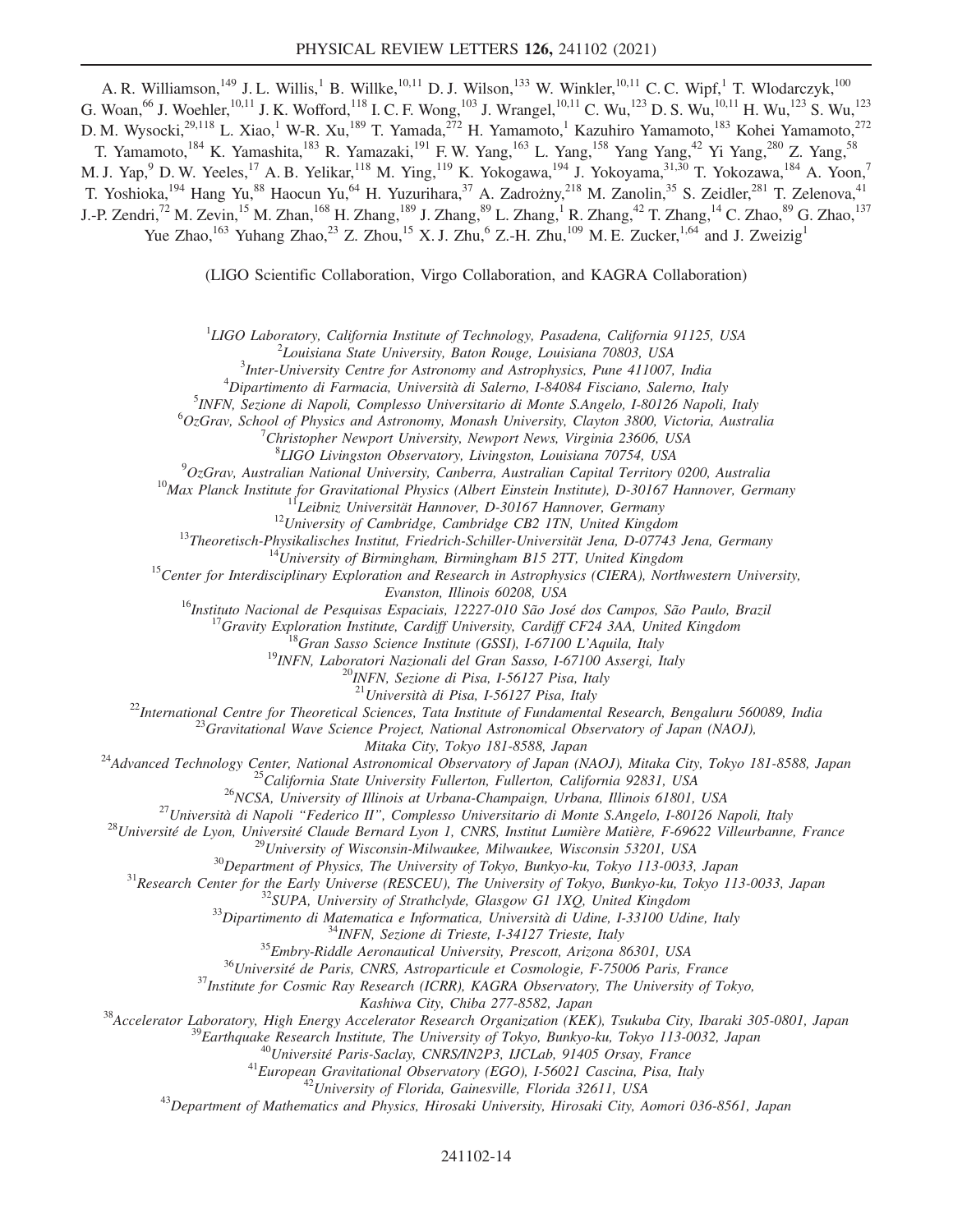A. R. Williamson,[149] J. L. Willis,[1] B. Willke,[10,11] D. J. Wilson,[133] W. Winkler,[10,11] C. C. Wipf,[1] T. Wlodarczyk,[100] G. Woan,[66] J. Woehler,[10,11] J. K. Wofford,[118] I. C. F. Wong,[103] J. Wrangel,[10,11] C. Wu,[123] D. S. Wu,[10,11] H. Wu,[123] S. Wu,[123] D. M. Wysocki,[29,118] L. Xiao,[1] W-R. Xu,[189] T. Yamada,[272] H. Yamamoto,[1] Kazuhiro Yamamoto,[183] Kohei Yamamoto,[272] T. Yamamoto,[184] K. Yamashita,[183] R. Yamazaki,[191] F. W. Yang,[163] L. Yang,[158] Yang Yang,[42] Yi Yang,[280] Z. Yang,[58] M. J. Yap,[9] D. W. Yeeles,[17] A. B. Yelikar,[118] M. Ying,[119] K. Yokogawa,[194] J. Yokoyama,[31,30] T. Yokozawa,[184] A. Yoon,[7] T. Yoshioka,[194] Hang Yu,[88] Haocun Yu,[64] H. Yuzurihara,[37] A. Zadrożny,[218] M. Zanolin,[35] S. Zeidler,[281] T. Zelenova,[41] J.-P. Zendri,[72] M. Zevin,[15] M. Zhan,[168] H. Zhang,[189] J. Zhang,[89] L. Zhang,[1] R. Zhang,[42] T. Zhang,[14] C. Zhao,[89] G. Zhao,[137] Yue Zhao,[163] Yuhang Zhao,[23] Z. Zhou,[15] X. J. Zhu,[6] Z.-H. Zhu,[109] M. E. Zucker,[1,64] and J. Zweizig[1]

(LIGO Scientific Collaboration, Virgo Collaboration, and KAGRA Collaboration)

[1]*LIGO Laboratory, California Institute of Technology, Pasadena, California 91125, USA*
[2]*Louisiana State University, Baton Rouge, Louisiana 70803, USA*
[3]*Inter-University Centre for Astronomy and Astrophysics, Pune 411007, India*
[4]*Dipartimento di Farmacia, Università di Salerno, I-84084 Fisciano, Salerno, Italy*
[5]*INFN, Sezione di Napoli, Complesso Universitario di Monte S.Angelo, I-80126 Napoli, Italy*
[6]*OzGrav, School of Physics and Astronomy, Monash University, Clayton 3800, Victoria, Australia*
[7]*Christopher Newport University, Newport News, Virginia 23606, USA*
[8]*LIGO Livingston Observatory, Livingston, Louisiana 70754, USA*
[9]*OzGrav, Australian National University, Canberra, Australian Capital Territory 0200, Australia*
[10]*Max Planck Institute for Gravitational Physics (Albert Einstein Institute), D-30167 Hannover, Germany*
[11]*Leibniz Universität Hannover, D-30167 Hannover, Germany*
[12]*University of Cambridge, Cambridge CB2 1TN, United Kingdom*
[13]*Theoretisch-Physikalisches Institut, Friedrich-Schiller-Universität Jena, D-07743 Jena, Germany*
[14]*University of Birmingham, Birmingham B15 2TT, United Kingdom*
[15]*Center for Interdisciplinary Exploration and Research in Astrophysics (CIERA), Northwestern University, Evanston, Illinois 60208, USA*
[16]*Instituto Nacional de Pesquisas Espaciais, 12227-010 São José dos Campos, São Paulo, Brazil*
[17]*Gravity Exploration Institute, Cardiff University, Cardiff CF24 3AA, United Kingdom*
[18]*Gran Sasso Science Institute (GSSI), I-67100 L'Aquila, Italy*
[19]*INFN, Laboratori Nazionali del Gran Sasso, I-67100 Assergi, Italy*
[20]*INFN, Sezione di Pisa, I-56127 Pisa, Italy*
[21]*Università di Pisa, I-56127 Pisa, Italy*
[22]*International Centre for Theoretical Sciences, Tata Institute of Fundamental Research, Bengaluru 560089, India*
[23]*Gravitational Wave Science Project, National Astronomical Observatory of Japan (NAOJ), Mitaka City, Tokyo 181-8588, Japan*
[24]*Advanced Technology Center, National Astronomical Observatory of Japan (NAOJ), Mitaka City, Tokyo 181-8588, Japan*
[25]*California State University Fullerton, Fullerton, California 92831, USA*
[26]*NCSA, University of Illinois at Urbana-Champaign, Urbana, Illinois 61801, USA*
[27]*Università di Napoli "Federico II", Complesso Universitario di Monte S.Angelo, I-80126 Napoli, Italy*
[28]*Université de Lyon, Université Claude Bernard Lyon 1, CNRS, Institut Lumière Matière, F-69622 Villeurbanne, France*
[29]*University of Wisconsin-Milwaukee, Milwaukee, Wisconsin 53201, USA*
[30]*Department of Physics, The University of Tokyo, Bunkyo-ku, Tokyo 113-0033, Japan*
[31]*Research Center for the Early Universe (RESCEU), The University of Tokyo, Bunkyo-ku, Tokyo 113-0033, Japan*
[32]*SUPA, University of Strathclyde, Glasgow G1 1XQ, United Kingdom*
[33]*Dipartimento di Matematica e Informatica, Università di Udine, I-33100 Udine, Italy*
[34]*INFN, Sezione di Trieste, I-34127 Trieste, Italy*
[35]*Embry-Riddle Aeronautical University, Prescott, Arizona 86301, USA*
[36]*Université de Paris, CNRS, Astroparticule et Cosmologie, F-75006 Paris, France*
[37]*Institute for Cosmic Ray Research (ICRR), KAGRA Observatory, The University of Tokyo, Kashiwa City, Chiba 277-8582, Japan*
[38]*Accelerator Laboratory, High Energy Accelerator Research Organization (KEK), Tsukuba City, Ibaraki 305-0801, Japan*
[39]*Earthquake Research Institute, The University of Tokyo, Bunkyo-ku, Tokyo 113-0032, Japan*
[40]*Université Paris-Saclay, CNRS/IN2P3, IJCLab, 91405 Orsay, France*
[41]*European Gravitational Observatory (EGO), I-56021 Cascina, Pisa, Italy*
[42]*University of Florida, Gainesville, Florida 32611, USA*
[43]*Department of Mathematics and Physics, Hirosaki University, Hirosaki City, Aomori 036-8561, Japan*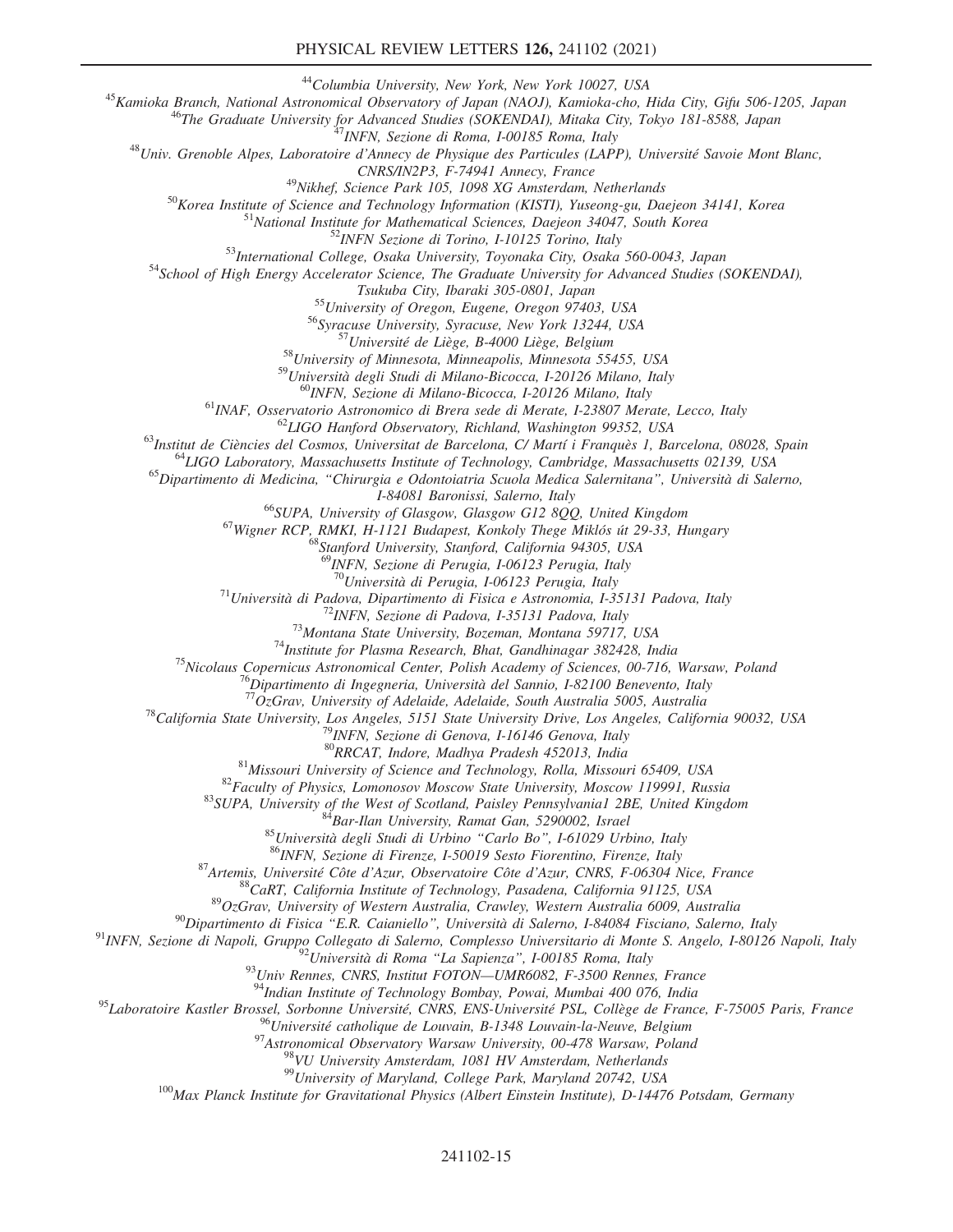[44]Columbia University, New York, New York 10027, USA

[45]Kamioka Branch, National Astronomical Observatory of Japan (NAOJ), Kamioka-cho, Hida City, Gifu 506-1205, Japan

[46]The Graduate University for Advanced Studies (SOKENDAI), Mitaka City, Tokyo 181-8588, Japan

[47]INFN, Sezione di Roma, I-00185 Roma, Italy

[48]Univ. Grenoble Alpes, Laboratoire d'Annecy de Physique des Particules (LAPP), Université Savoie Mont Blanc, CNRS/IN2P3, F-74941 Annecy, France

[49]Nikhef, Science Park 105, 1098 XG Amsterdam, Netherlands

[50]Korea Institute of Science and Technology Information (KISTI), Yuseong-gu, Daejeon 34141, Korea

[51]National Institute for Mathematical Sciences, Daejeon 34047, South Korea

[52]INFN Sezione di Torino, I-10125 Torino, Italy

[53]International College, Osaka University, Toyonaka City, Osaka 560-0043, Japan

[54]School of High Energy Accelerator Science, The Graduate University for Advanced Studies (SOKENDAI), Tsukuba City, Ibaraki 305-0801, Japan

[55]University of Oregon, Eugene, Oregon 97403, USA

[56]Syracuse University, Syracuse, New York 13244, USA

[57]Université de Liège, B-4000 Liège, Belgium

[58]University of Minnesota, Minneapolis, Minnesota 55455, USA

[59]Università degli Studi di Milano-Bicocca, I-20126 Milano, Italy

[60]INFN, Sezione di Milano-Bicocca, I-20126 Milano, Italy

[61]INAF, Osservatorio Astronomico di Brera sede di Merate, I-23807 Merate, Lecco, Italy

[62]LIGO Hanford Observatory, Richland, Washington 99352, USA

[63]Institut de Ciències del Cosmos, Universitat de Barcelona, C/ Martí i Franquès 1, Barcelona, 08028, Spain

[64]LIGO Laboratory, Massachusetts Institute of Technology, Cambridge, Massachusetts 02139, USA

[65]Dipartimento di Medicina, "Chirurgia e Odontoiatria Scuola Medica Salernitana", Università di Salerno, I-84081 Baronissi, Salerno, Italy

[66]SUPA, University of Glasgow, Glasgow G12 8QQ, United Kingdom

[67]Wigner RCP, RMKI, H-1121 Budapest, Konkoly Thege Miklós út 29-33, Hungary

[68]Stanford University, Stanford, California 94305, USA

[69]INFN, Sezione di Perugia, I-06123 Perugia, Italy

[70]Università di Perugia, I-06123 Perugia, Italy

[71]Università di Padova, Dipartimento di Fisica e Astronomia, I-35131 Padova, Italy

[72]INFN, Sezione di Padova, I-35131 Padova, Italy

[73]Montana State University, Bozeman, Montana 59717, USA

[74]Institute for Plasma Research, Bhat, Gandhinagar 382428, India

[75]Nicolaus Copernicus Astronomical Center, Polish Academy of Sciences, 00-716, Warsaw, Poland

[76]Dipartimento di Ingegneria, Università del Sannio, I-82100 Benevento, Italy

[77]OzGrav, University of Adelaide, Adelaide, South Australia 5005, Australia

[78]California State University, Los Angeles, 5151 State University Drive, Los Angeles, California 90032, USA

[79]INFN, Sezione di Genova, I-16146 Genova, Italy

[80]RRCAT, Indore, Madhya Pradesh 452013, India

[81]Missouri University of Science and Technology, Rolla, Missouri 65409, USA

[82]Faculty of Physics, Lomonosov Moscow State University, Moscow 119991, Russia

[83]SUPA, University of the West of Scotland, Paisley Pennsylvania1 2BE, United Kingdom

[84]Bar-Ilan University, Ramat Gan, 5290002, Israel

[85]Università degli Studi di Urbino "Carlo Bo", I-61029 Urbino, Italy

[86]INFN, Sezione di Firenze, I-50019 Sesto Fiorentino, Firenze, Italy

[87]Artemis, Université Côte d'Azur, Observatoire Côte d'Azur, CNRS, F-06304 Nice, France

[88]CaRT, California Institute of Technology, Pasadena, California 91125, USA

[89]OzGrav, University of Western Australia, Crawley, Western Australia 6009, Australia

[90]Dipartimento di Fisica "E.R. Caianiello", Università di Salerno, I-84084 Fisciano, Salerno, Italy

[91]INFN, Sezione di Napoli, Gruppo Collegato di Salerno, Complesso Universitario di Monte S. Angelo, I-80126 Napoli, Italy

[92]Università di Roma "La Sapienza", I-00185 Roma, Italy

[93]Univ Rennes, CNRS, Institut FOTON—UMR6082, F-3500 Rennes, France

[94]Indian Institute of Technology Bombay, Powai, Mumbai 400 076, India

[95]Laboratoire Kastler Brossel, Sorbonne Université, CNRS, ENS-Université PSL, Collège de France, F-75005 Paris, France

[96]Université catholique de Louvain, B-1348 Louvain-la-Neuve, Belgium

[97]Astronomical Observatory Warsaw University, 00-478 Warsaw, Poland

[98]VU University Amsterdam, 1081 HV Amsterdam, Netherlands

[99]University of Maryland, College Park, Maryland 20742, USA

[100]Max Planck Institute for Gravitational Physics (Albert Einstein Institute), D-14476 Potsdam, Germany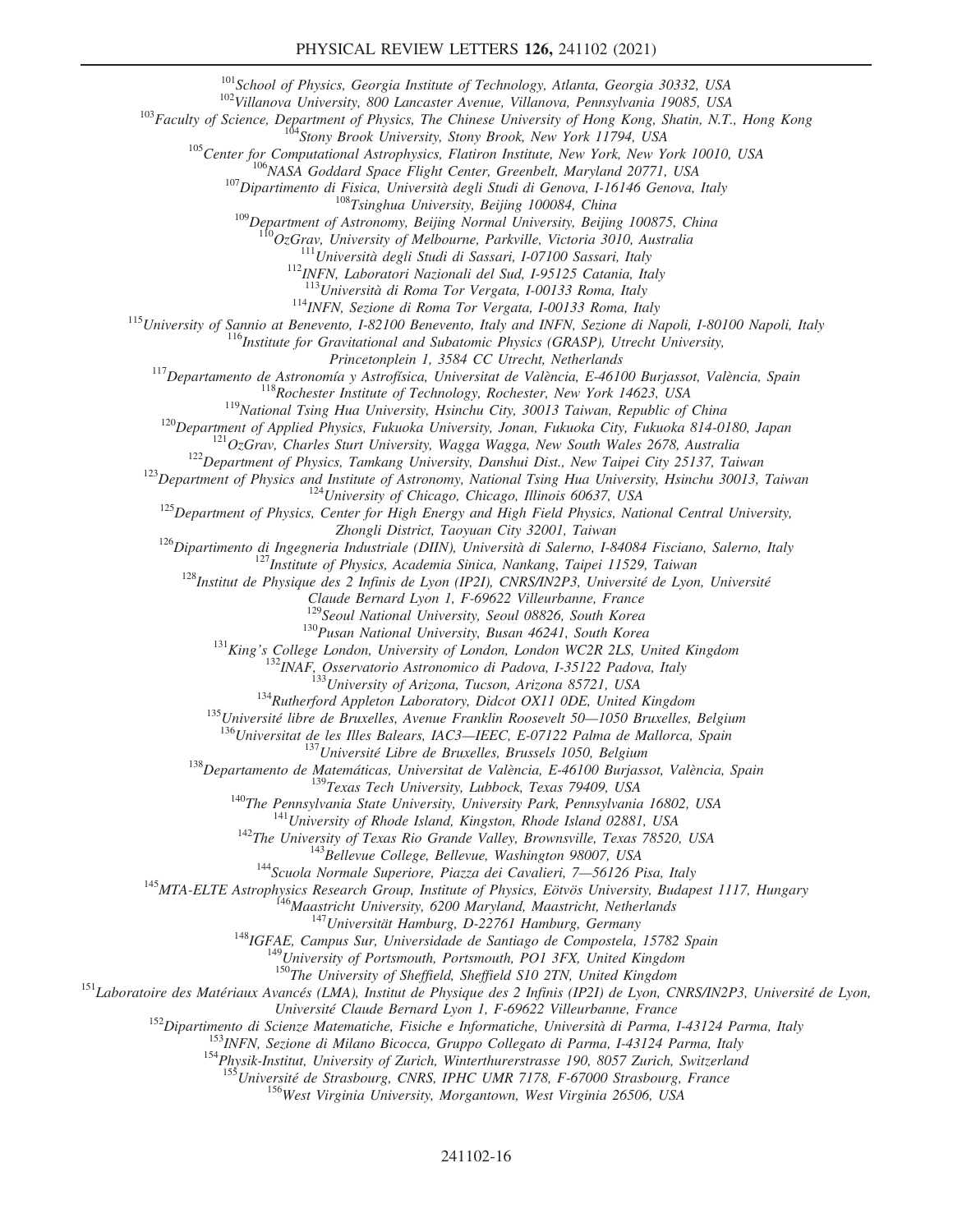[101]School of Physics, Georgia Institute of Technology, Atlanta, Georgia 30332, USA
[102]Villanova University, 800 Lancaster Avenue, Villanova, Pennsylvania 19085, USA
[103]Faculty of Science, Department of Physics, The Chinese University of Hong Kong, Shatin, N.T., Hong Kong
[104]Stony Brook University, Stony Brook, New York 11794, USA
[105]Center for Computational Astrophysics, Flatiron Institute, New York, New York 10010, USA
[106]NASA Goddard Space Flight Center, Greenbelt, Maryland 20771, USA
[107]Dipartimento di Fisica, Università degli Studi di Genova, I-16146 Genova, Italy
[108]Tsinghua University, Beijing 100084, China
[109]Department of Astronomy, Beijing Normal University, Beijing 100875, China
[110]OzGrav, University of Melbourne, Parkville, Victoria 3010, Australia
[111]Università degli Studi di Sassari, I-07100 Sassari, Italy
[112]INFN, Laboratori Nazionali del Sud, I-95125 Catania, Italy
[113]Università di Roma Tor Vergata, I-00133 Roma, Italy
[114]INFN, Sezione di Roma Tor Vergata, I-00133 Roma, Italy
[115]University of Sannio at Benevento, I-82100 Benevento, Italy and INFN, Sezione di Napoli, I-80100 Napoli, Italy
[116]Institute for Gravitational and Subatomic Physics (GRASP), Utrecht University, Princetonplein 1, 3584 CC Utrecht, Netherlands
[117]Departamento de Astronomía y Astrofísica, Universitat de València, E-46100 Burjassot, València, Spain
[118]Rochester Institute of Technology, Rochester, New York 14623, USA
[119]National Tsing Hua University, Hsinchu City, 30013 Taiwan, Republic of China
[120]Department of Applied Physics, Fukuoka University, Jonan, Fukuoka City, Fukuoka 814-0180, Japan
[121]OzGrav, Charles Sturt University, Wagga Wagga, New South Wales 2678, Australia
[122]Department of Physics, Tamkang University, Danshui Dist., New Taipei City 25137, Taiwan
[123]Department of Physics and Institute of Astronomy, National Tsing Hua University, Hsinchu 30013, Taiwan
[124]University of Chicago, Chicago, Illinois 60637, USA
[125]Department of Physics, Center for High Energy and High Field Physics, National Central University, Zhongli District, Taoyuan City 32001, Taiwan
[126]Dipartimento di Ingegneria Industriale (DIIN), Università di Salerno, I-84084 Fisciano, Salerno, Italy
[127]Institute of Physics, Academia Sinica, Nankang, Taipei 11529, Taiwan
[128]Institut de Physique des 2 Infinis de Lyon (IP2I), CNRS/IN2P3, Université de Lyon, Université Claude Bernard Lyon 1, F-69622 Villeurbanne, France
[129]Seoul National University, Seoul 08826, South Korea
[130]Pusan National University, Busan 46241, South Korea
[131]King's College London, University of London, London WC2R 2LS, United Kingdom
[132]INAF, Osservatorio Astronomico di Padova, I-35122 Padova, Italy
[133]University of Arizona, Tucson, Arizona 85721, USA
[134]Rutherford Appleton Laboratory, Didcot OX11 0DE, United Kingdom
[135]Université libre de Bruxelles, Avenue Franklin Roosevelt 50—1050 Bruxelles, Belgium
[136]Universitat de les Illes Balears, IAC3—IEEC, E-07122 Palma de Mallorca, Spain
[137]Université Libre de Bruxelles, Brussels 1050, Belgium
[138]Departamento de Matemáticas, Universitat de València, E-46100 Burjassot, València, Spain
[139]Texas Tech University, Lubbock, Texas 79409, USA
[140]The Pennsylvania State University, University Park, Pennsylvania 16802, USA
[141]University of Rhode Island, Kingston, Rhode Island 02881, USA
[142]The University of Texas Rio Grande Valley, Brownsville, Texas 78520, USA
[143]Bellevue College, Bellevue, Washington 98007, USA
[144]Scuola Normale Superiore, Piazza dei Cavalieri, 7—56126 Pisa, Italy
[145]MTA-ELTE Astrophysics Research Group, Institute of Physics, Eötvös University, Budapest 1117, Hungary
[146]Maastricht University, 6200 Maryland, Maastricht, Netherlands
[147]Universität Hamburg, D-22761 Hamburg, Germany
[148]IGFAE, Campus Sur, Universidade de Santiago de Compostela, 15782 Spain
[149]University of Portsmouth, Portsmouth, PO1 3FX, United Kingdom
[150]The University of Sheffield, Sheffield S10 2TN, United Kingdom
[151]Laboratoire des Matériaux Avancés (LMA), Institut de Physique des 2 Infinis (IP2I) de Lyon, CNRS/IN2P3, Université de Lyon, Université Claude Bernard Lyon 1, F-69622 Villeurbanne, France
[152]Dipartimento di Scienze Matematiche, Fisiche e Informatiche, Università di Parma, I-43124 Parma, Italy
[153]INFN, Sezione di Milano Bicocca, Gruppo Collegato di Parma, I-43124 Parma, Italy
[154]Physik-Institut, University of Zurich, Winterthurerstrasse 190, 8057 Zurich, Switzerland
[155]Université de Strasbourg, CNRS, IPHC UMR 7178, F-67000 Strasbourg, France
[156]West Virginia University, Morgantown, West Virginia 26506, USA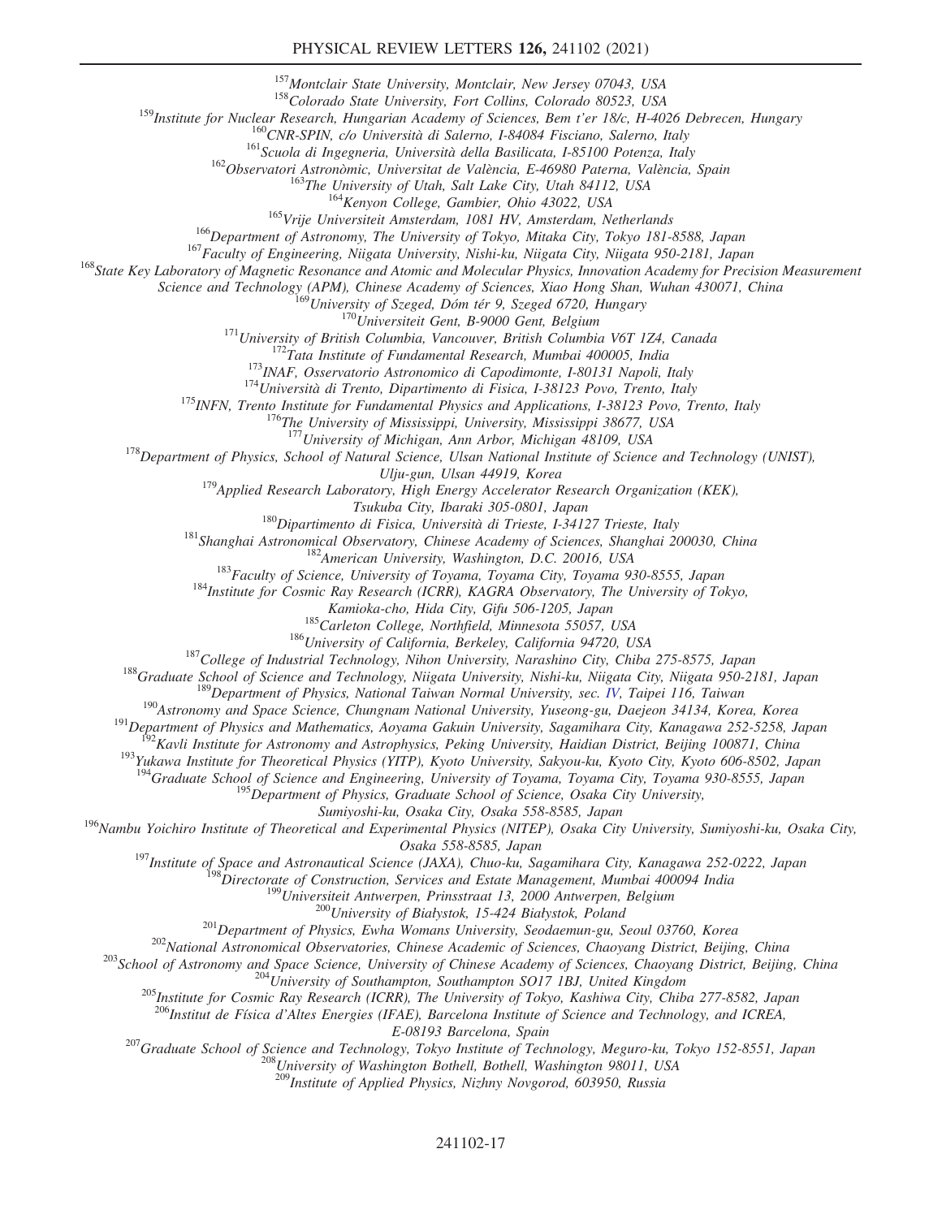[157]*Montclair State University, Montclair, New Jersey 07043, USA*
[158]*Colorado State University, Fort Collins, Colorado 80523, USA*
[159]*Institute for Nuclear Research, Hungarian Academy of Sciences, Bem t'er 18/c, H-4026 Debrecen, Hungary*
[160]*CNR-SPIN, c/o Università di Salerno, I-84084 Fisciano, Salerno, Italy*
[161]*Scuola di Ingegneria, Università della Basilicata, I-85100 Potenza, Italy*
[162]*Observatori Astronòmic, Universitat de València, E-46980 Paterna, València, Spain*
[163]*The University of Utah, Salt Lake City, Utah 84112, USA*
[164]*Kenyon College, Gambier, Ohio 43022, USA*
[165]*Vrije Universiteit Amsterdam, 1081 HV, Amsterdam, Netherlands*
[166]*Department of Astronomy, The University of Tokyo, Mitaka City, Tokyo 181-8588, Japan*
[167]*Faculty of Engineering, Niigata University, Nishi-ku, Niigata City, Niigata 950-2181, Japan*
[168]*State Key Laboratory of Magnetic Resonance and Atomic and Molecular Physics, Innovation Academy for Precision Measurement Science and Technology (APM), Chinese Academy of Sciences, Xiao Hong Shan, Wuhan 430071, China*
[169]*University of Szeged, Dóm tér 9, Szeged 6720, Hungary*
[170]*Universiteit Gent, B-9000 Gent, Belgium*
[171]*University of British Columbia, Vancouver, British Columbia V6T 1Z4, Canada*
[172]*Tata Institute of Fundamental Research, Mumbai 400005, India*
[173]*INAF, Osservatorio Astronomico di Capodimonte, I-80131 Napoli, Italy*
[174]*Università di Trento, Dipartimento di Fisica, I-38123 Povo, Trento, Italy*
[175]*INFN, Trento Institute for Fundamental Physics and Applications, I-38123 Povo, Trento, Italy*
[176]*The University of Mississippi, University, Mississippi 38677, USA*
[177]*University of Michigan, Ann Arbor, Michigan 48109, USA*
[178]*Department of Physics, School of Natural Science, Ulsan National Institute of Science and Technology (UNIST), Ulju-gun, Ulsan 44919, Korea*
[179]*Applied Research Laboratory, High Energy Accelerator Research Organization (KEK), Tsukuba City, Ibaraki 305-0801, Japan*
[180]*Dipartimento di Fisica, Università di Trieste, I-34127 Trieste, Italy*
[181]*Shanghai Astronomical Observatory, Chinese Academy of Sciences, Shanghai 200030, China*
[182]*American University, Washington, D.C. 20016, USA*
[183]*Faculty of Science, University of Toyama, Toyama City, Toyama 930-8555, Japan*
[184]*Institute for Cosmic Ray Research (ICRR), KAGRA Observatory, The University of Tokyo, Kamioka-cho, Hida City, Gifu 506-1205, Japan*
[185]*Carleton College, Northfield, Minnesota 55057, USA*
[186]*University of California, Berkeley, California 94720, USA*
[187]*College of Industrial Technology, Nihon University, Narashino City, Chiba 275-8575, Japan*
[188]*Graduate School of Science and Technology, Niigata University, Nishi-ku, Niigata City, Niigata 950-2181, Japan*
[189]*Department of Physics, National Taiwan Normal University, sec. IV, Taipei 116, Taiwan*
[190]*Astronomy and Space Science, Chungnam National University, Yuseong-gu, Daejeon 34134, Korea, Korea*
[191]*Department of Physics and Mathematics, Aoyama Gakuin University, Sagamihara City, Kanagawa 252-5258, Japan*
[192]*Kavli Institute for Astronomy and Astrophysics, Peking University, Haidian District, Beijing 100871, China*
[193]*Yukawa Institute for Theoretical Physics (YITP), Kyoto University, Sakyou-ku, Kyoto City, Kyoto 606-8502, Japan*
[194]*Graduate School of Science and Engineering, University of Toyama, Toyama City, Toyama 930-8555, Japan*
[195]*Department of Physics, Graduate School of Science, Osaka City University, Sumiyoshi-ku, Osaka City, Osaka 558-8585, Japan*
[196]*Nambu Yoichiro Institute of Theoretical and Experimental Physics (NITEP), Osaka City University, Sumiyoshi-ku, Osaka City, Osaka 558-8585, Japan*
[197]*Institute of Space and Astronautical Science (JAXA), Chuo-ku, Sagamihara City, Kanagawa 252-0222, Japan*
[198]*Directorate of Construction, Services and Estate Management, Mumbai 400094 India*
[199]*Universiteit Antwerpen, Prinsstraat 13, 2000 Antwerpen, Belgium*
[200]*University of Białystok, 15-424 Białystok, Poland*
[201]*Department of Physics, Ewha Womans University, Seodaemun-gu, Seoul 03760, Korea*
[202]*National Astronomical Observatories, Chinese Academic of Sciences, Chaoyang District, Beijing, China*
[203]*School of Astronomy and Space Science, University of Chinese Academy of Sciences, Chaoyang District, Beijing, China*
[204]*University of Southampton, Southampton SO17 1BJ, United Kingdom*
[205]*Institute for Cosmic Ray Research (ICRR), The University of Tokyo, Kashiwa City, Chiba 277-8582, Japan*
[206]*Institut de Física d'Altes Energies (IFAE), Barcelona Institute of Science and Technology, and ICREA, E-08193 Barcelona, Spain*
[207]*Graduate School of Science and Technology, Tokyo Institute of Technology, Meguro-ku, Tokyo 152-8551, Japan*
[208]*University of Washington Bothell, Bothell, Washington 98011, USA*
[209]*Institute of Applied Physics, Nizhny Novgorod, 603950, Russia*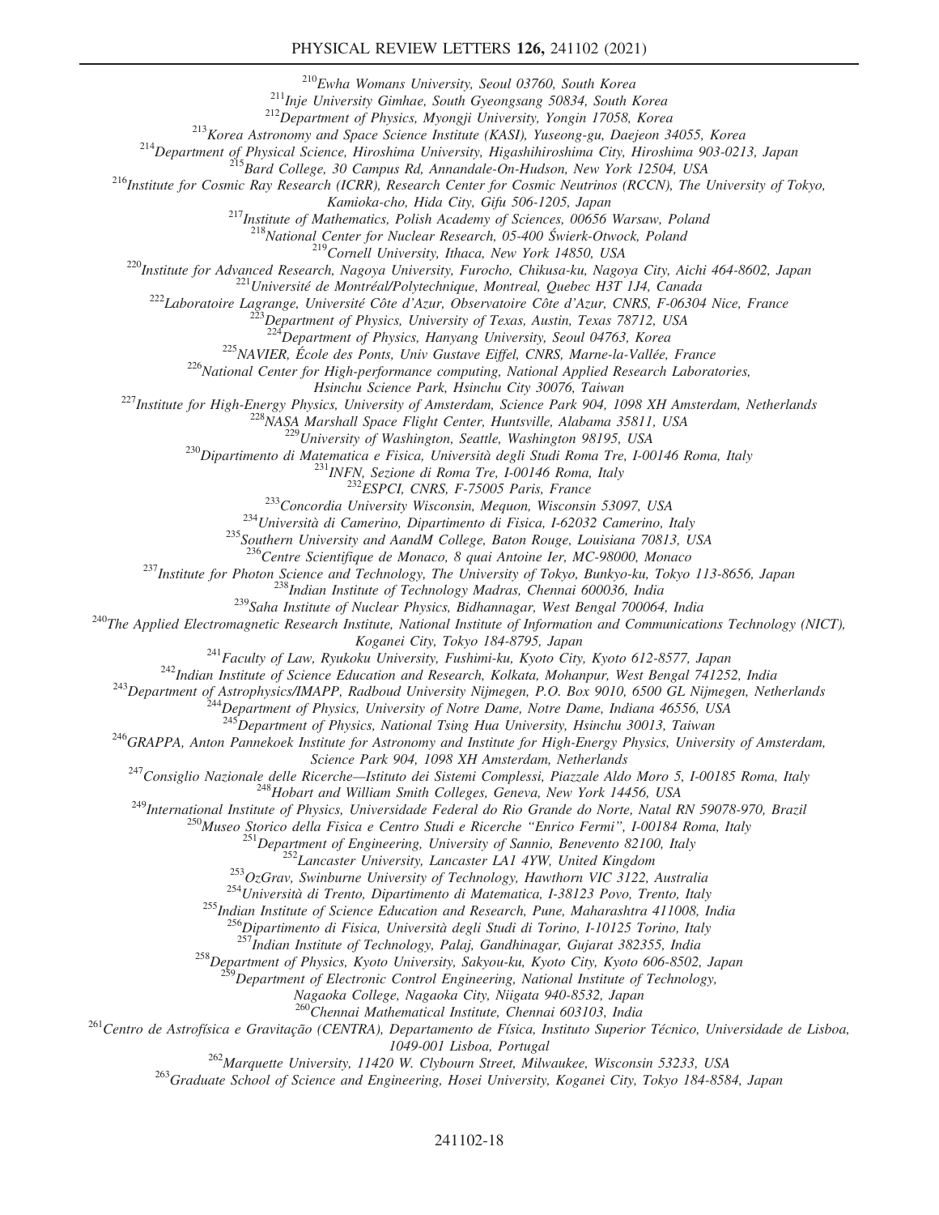[210]Ewha Womans University, Seoul 03760, South Korea
[211]Inje University Gimhae, South Gyeongsang 50834, South Korea
[212]Department of Physics, Myongji University, Yongin 17058, Korea
[213]Korea Astronomy and Space Science Institute (KASI), Yuseong-gu, Daejeon 34055, Korea
[214]Department of Physical Science, Hiroshima University, Higashihiroshima City, Hiroshima 903-0213, Japan
[215]Bard College, 30 Campus Rd, Annandale-On-Hudson, New York 12504, USA
[216]Institute for Cosmic Ray Research (ICRR), Research Center for Cosmic Neutrinos (RCCN), The University of Tokyo, Kamioka-cho, Hida City, Gifu 506-1205, Japan
[217]Institute of Mathematics, Polish Academy of Sciences, 00656 Warsaw, Poland
[218]National Center for Nuclear Research, 05-400 Świerk-Otwock, Poland
[219]Cornell University, Ithaca, New York 14850, USA
[220]Institute for Advanced Research, Nagoya University, Furocho, Chikusa-ku, Nagoya City, Aichi 464-8602, Japan
[221]Université de Montréal/Polytechnique, Montreal, Quebec H3T 1J4, Canada
[222]Laboratoire Lagrange, Université Côte d'Azur, Observatoire Côte d'Azur, CNRS, F-06304 Nice, France
[223]Department of Physics, University of Texas, Austin, Texas 78712, USA
[224]Department of Physics, Hanyang University, Seoul 04763, Korea
[225]NAVIER, École des Ponts, Univ Gustave Eiffel, CNRS, Marne-la-Vallée, France
[226]National Center for High-performance computing, National Applied Research Laboratories, Hsinchu Science Park, Hsinchu City 30076, Taiwan
[227]Institute for High-Energy Physics, University of Amsterdam, Science Park 904, 1098 XH Amsterdam, Netherlands
[228]NASA Marshall Space Flight Center, Huntsville, Alabama 35811, USA
[229]University of Washington, Seattle, Washington 98195, USA
[230]Dipartimento di Matematica e Fisica, Università degli Studi Roma Tre, I-00146 Roma, Italy
[231]INFN, Sezione di Roma Tre, I-00146 Roma, Italy
[232]ESPCI, CNRS, F-75005 Paris, France
[233]Concordia University Wisconsin, Mequon, Wisconsin 53097, USA
[234]Università di Camerino, Dipartimento di Fisica, I-62032 Camerino, Italy
[235]Southern University and AandM College, Baton Rouge, Louisiana 70813, USA
[236]Centre Scientifique de Monaco, 8 quai Antoine Ier, MC-98000, Monaco
[237]Institute for Photon Science and Technology, The University of Tokyo, Bunkyo-ku, Tokyo 113-8656, Japan
[238]Indian Institute of Technology Madras, Chennai 600036, India
[239]Saha Institute of Nuclear Physics, Bidhannagar, West Bengal 700064, India
[240]The Applied Electromagnetic Research Institute, National Institute of Information and Communications Technology (NICT), Koganei City, Tokyo 184-8795, Japan
[241]Faculty of Law, Ryukoku University, Fushimi-ku, Kyoto City, Kyoto 612-8577, Japan
[242]Indian Institute of Science Education and Research, Kolkata, Mohanpur, West Bengal 741252, India
[243]Department of Astrophysics/IMAPP, Radboud University Nijmegen, P.O. Box 9010, 6500 GL Nijmegen, Netherlands
[244]Department of Physics, University of Notre Dame, Notre Dame, Indiana 46556, USA
[245]Department of Physics, National Tsing Hua University, Hsinchu 30013, Taiwan
[246]GRAPPA, Anton Pannekoek Institute for Astronomy and Institute for High-Energy Physics, University of Amsterdam, Science Park 904, 1098 XH Amsterdam, Netherlands
[247]Consiglio Nazionale delle Ricerche—Istituto dei Sistemi Complessi, Piazzale Aldo Moro 5, I-00185 Roma, Italy
[248]Hobart and William Smith Colleges, Geneva, New York 14456, USA
[249]International Institute of Physics, Universidade Federal do Rio Grande do Norte, Natal RN 59078-970, Brazil
[250]Museo Storico della Fisica e Centro Studi e Ricerche "Enrico Fermi", I-00184 Roma, Italy
[251]Department of Engineering, University of Sannio, Benevento 82100, Italy
[252]Lancaster University, Lancaster LA1 4YW, United Kingdom
[253]OzGrav, Swinburne University of Technology, Hawthorn VIC 3122, Australia
[254]Università di Trento, Dipartimento di Matematica, I-38123 Povo, Trento, Italy
[255]Indian Institute of Science Education and Research, Pune, Maharashtra 411008, India
[256]Dipartimento di Fisica, Università degli Studi di Torino, I-10125 Torino, Italy
[257]Indian Institute of Technology, Palaj, Gandhinagar, Gujarat 382355, India
[258]Department of Physics, Kyoto University, Sakyou-ku, Kyoto City, Kyoto 606-8502, Japan
[259]Department of Electronic Control Engineering, National Institute of Technology, Nagaoka College, Nagaoka City, Niigata 940-8532, Japan
[260]Chennai Mathematical Institute, Chennai 603103, India
[261]Centro de Astrofísica e Gravitação (CENTRA), Departamento de Física, Instituto Superior Técnico, Universidade de Lisboa, 1049-001 Lisboa, Portugal
[262]Marquette University, 11420 W. Clybourn Street, Milwaukee, Wisconsin 53233, USA
[263]Graduate School of Science and Engineering, Hosei University, Koganei City, Tokyo 184-8584, Japan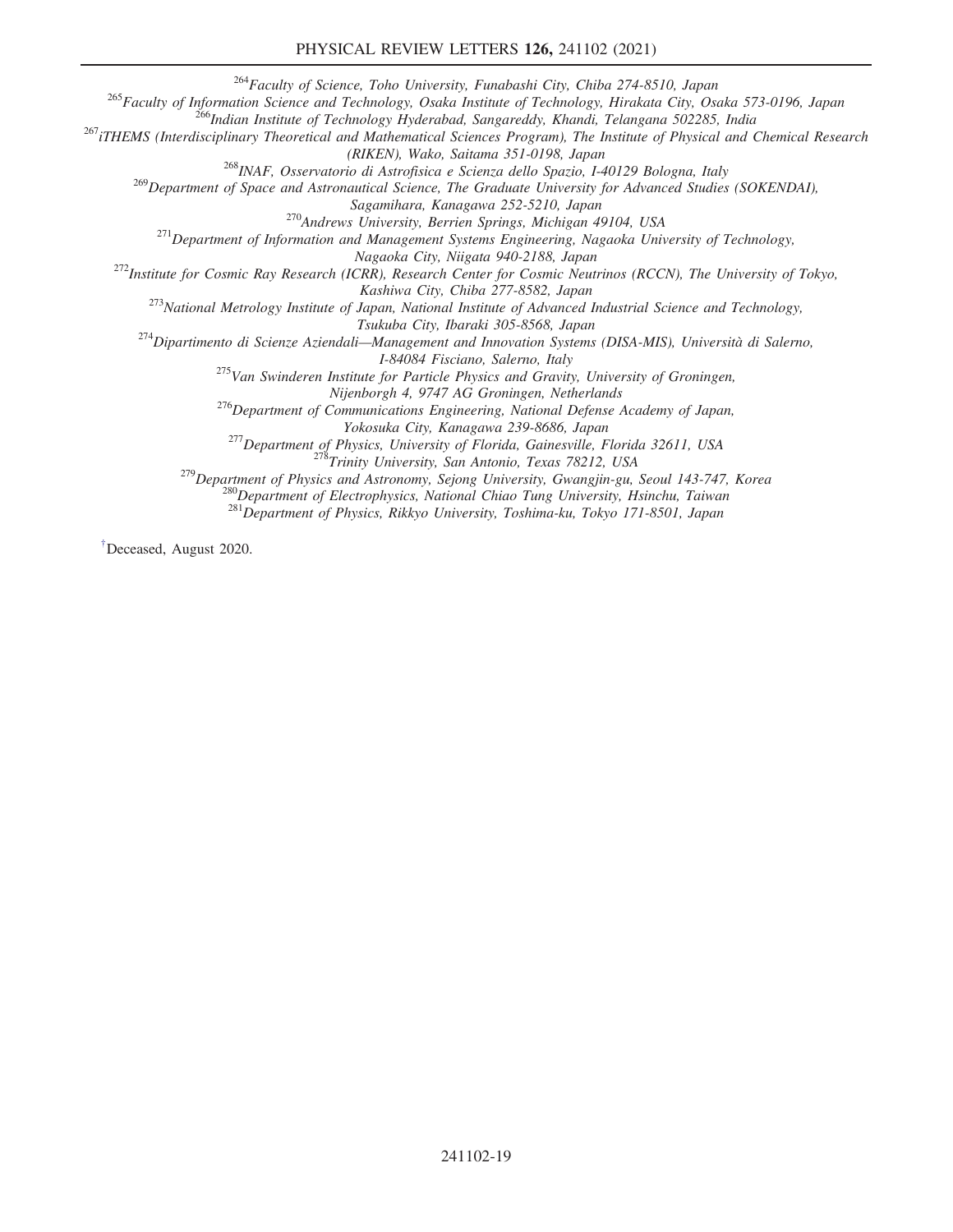[264]Faculty of Science, Toho University, Funabashi City, Chiba 274-8510, Japan

[265]Faculty of Information Science and Technology, Osaka Institute of Technology, Hirakata City, Osaka 573-0196, Japan

[266]Indian Institute of Technology Hyderabad, Sangareddy, Khandi, Telangana 502285, India

[267]iTHEMS (Interdisciplinary Theoretical and Mathematical Sciences Program), The Institute of Physical and Chemical Research (RIKEN), Wako, Saitama 351-0198, Japan

[268]INAF, Osservatorio di Astrofisica e Scienza dello Spazio, I-40129 Bologna, Italy

[269]Department of Space and Astronautical Science, The Graduate University for Advanced Studies (SOKENDAI), Sagamihara, Kanagawa 252-5210, Japan

[270]Andrews University, Berrien Springs, Michigan 49104, USA

[271]Department of Information and Management Systems Engineering, Nagaoka University of Technology, Nagaoka City, Niigata 940-2188, Japan

[272]Institute for Cosmic Ray Research (ICRR), Research Center for Cosmic Neutrinos (RCCN), The University of Tokyo, Kashiwa City, Chiba 277-8582, Japan

[273]National Metrology Institute of Japan, National Institute of Advanced Industrial Science and Technology, Tsukuba City, Ibaraki 305-8568, Japan

[274]Dipartimento di Scienze Aziendali—Management and Innovation Systems (DISA-MIS), Università di Salerno, I-84084 Fisciano, Salerno, Italy

[275]Van Swinderen Institute for Particle Physics and Gravity, University of Groningen, Nijenborgh 4, 9747 AG Groningen, Netherlands

[276]Department of Communications Engineering, National Defense Academy of Japan, Yokosuka City, Kanagawa 239-8686, Japan

[277]Department of Physics, University of Florida, Gainesville, Florida 32611, USA

[278]Trinity University, San Antonio, Texas 78212, USA

[279]Department of Physics and Astronomy, Sejong University, Gwangjin-gu, Seoul 143-747, Korea

[280]Department of Electrophysics, National Chiao Tung University, Hsinchu, Taiwan

[281]Department of Physics, Rikkyo University, Toshima-ku, Tokyo 171-8501, Japan

[†]Deceased, August 2020.